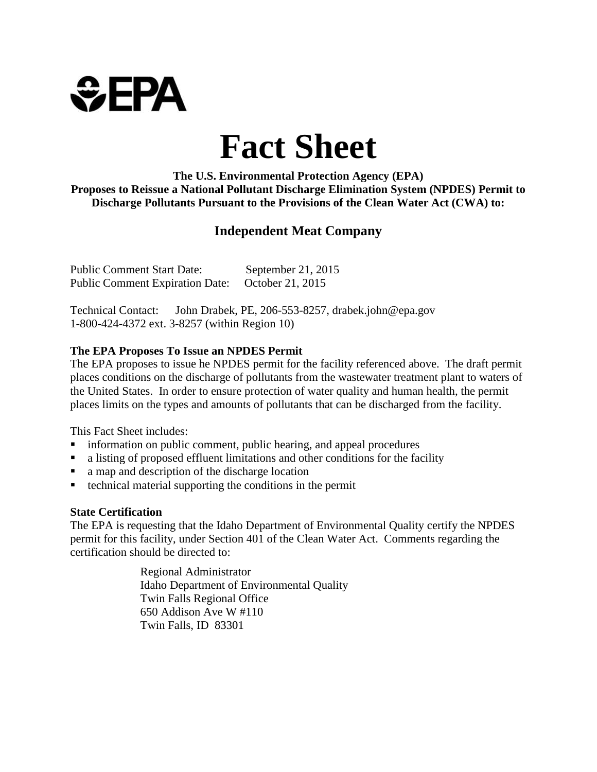EPA

# Fact Sheet

**The U.S. Environmental Protection Agency (EPA)**
**Proposes to Reissue a National Pollutant Discharge Elimination System (NPDES) Permit to Discharge Pollutants Pursuant to the Provisions of the Clean Water Act (CWA) to:**

## Independent Meat Company

Public Comment Start Date: September 21, 2015
Public Comment Expiration Date: October 21, 2015

Technical Contact: John Drabek, PE, 206-553-8257, drabek.john@epa.gov
1-800-424-4372 ext. 3-8257 (within Region 10)

### The EPA Proposes To Issue an NPDES Permit

The EPA proposes to issue he NPDES permit for the facility referenced above. The draft permit places conditions on the discharge of pollutants from the wastewater treatment plant to waters of the United States. In order to ensure protection of water quality and human health, the permit places limits on the types and amounts of pollutants that can be discharged from the facility.

This Fact Sheet includes:

- information on public comment, public hearing, and appeal procedures
- a listing of proposed effluent limitations and other conditions for the facility
- a map and description of the discharge location
- technical material supporting the conditions in the permit

### State Certification

The EPA is requesting that the Idaho Department of Environmental Quality certify the NPDES permit for this facility, under Section 401 of the Clean Water Act. Comments regarding the certification should be directed to:

Regional Administrator
Idaho Department of Environmental Quality
Twin Falls Regional Office
650 Addison Ave W #110
Twin Falls, ID 83301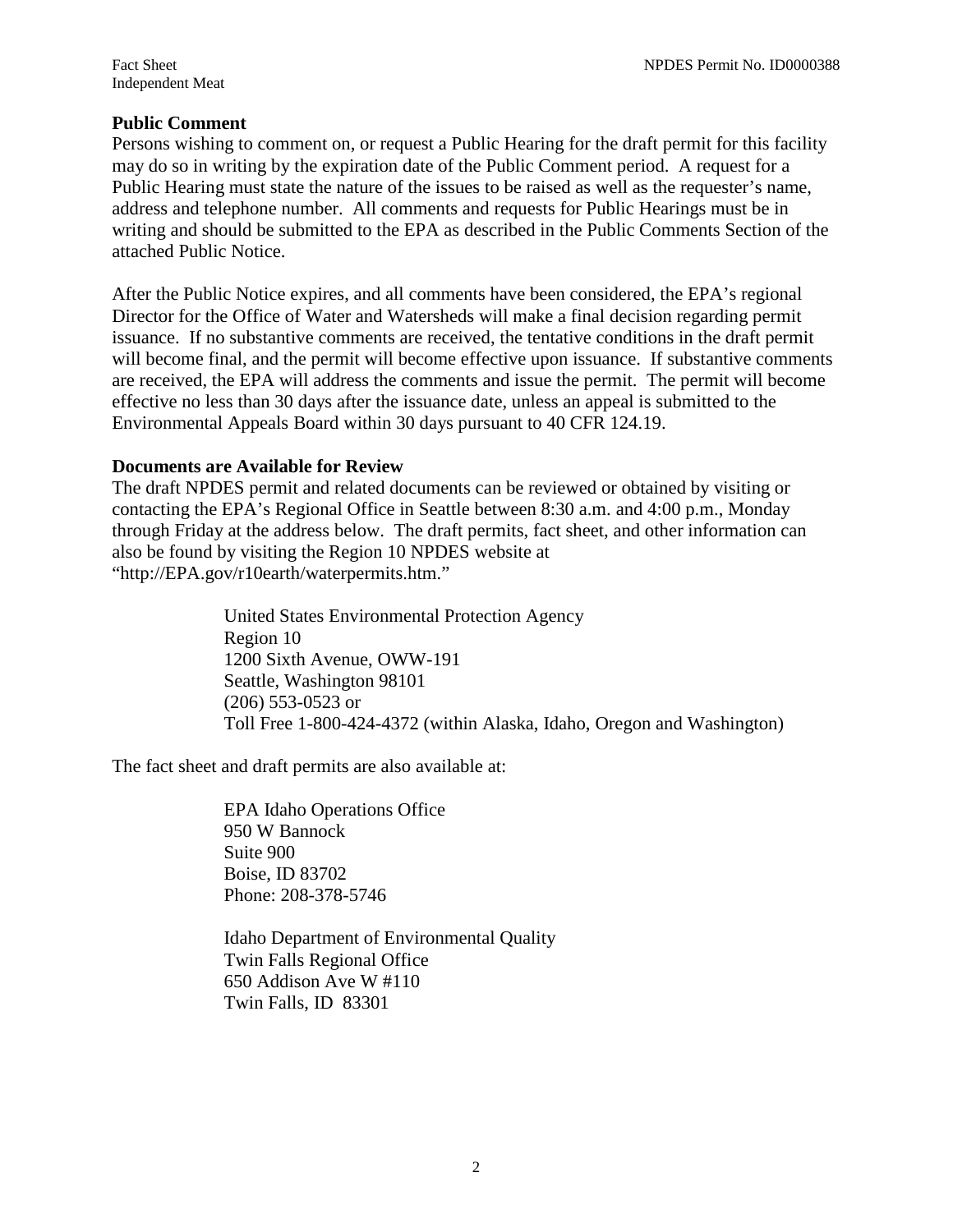## Public Comment

Persons wishing to comment on, or request a Public Hearing for the draft permit for this facility may do so in writing by the expiration date of the Public Comment period. A request for a Public Hearing must state the nature of the issues to be raised as well as the requester's name, address and telephone number. All comments and requests for Public Hearings must be in writing and should be submitted to the EPA as described in the Public Comments Section of the attached Public Notice.

After the Public Notice expires, and all comments have been considered, the EPA's regional Director for the Office of Water and Watersheds will make a final decision regarding permit issuance. If no substantive comments are received, the tentative conditions in the draft permit will become final, and the permit will become effective upon issuance. If substantive comments are received, the EPA will address the comments and issue the permit. The permit will become effective no less than 30 days after the issuance date, unless an appeal is submitted to the Environmental Appeals Board within 30 days pursuant to 40 CFR 124.19.

## Documents are Available for Review

The draft NPDES permit and related documents can be reviewed or obtained by visiting or contacting the EPA's Regional Office in Seattle between 8:30 a.m. and 4:00 p.m., Monday through Friday at the address below. The draft permits, fact sheet, and other information can also be found by visiting the Region 10 NPDES website at "http://EPA.gov/r10earth/waterpermits.htm."

United States Environmental Protection Agency
Region 10
1200 Sixth Avenue, OWW-191
Seattle, Washington 98101
(206) 553-0523 or
Toll Free 1-800-424-4372 (within Alaska, Idaho, Oregon and Washington)

The fact sheet and draft permits are also available at:

EPA Idaho Operations Office
950 W Bannock
Suite 900
Boise, ID 83702
Phone: 208-378-5746

Idaho Department of Environmental Quality
Twin Falls Regional Office
650 Addison Ave W #110
Twin Falls, ID 83301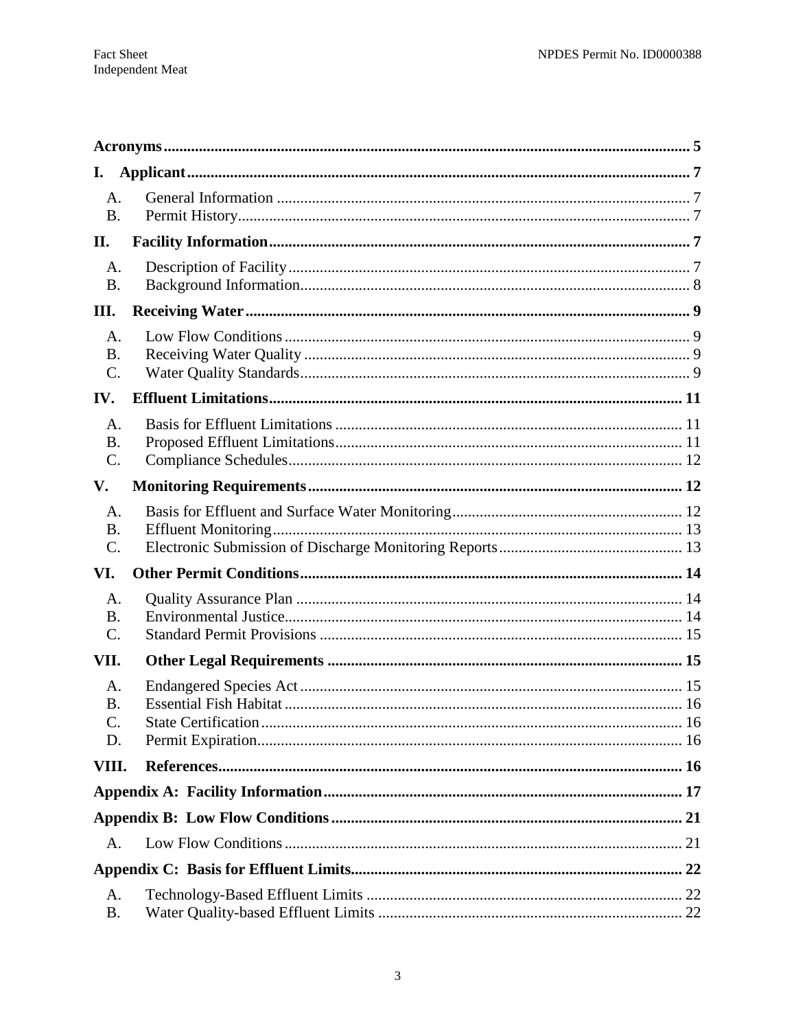**Acronyms** ........ 5

**I. Applicant** ........ 7

- A. General Information ........ 7
- B. Permit History ........ 7

**II. Facility Information** ........ 7

- A. Description of Facility ........ 7
- B. Background Information ........ 8

**III. Receiving Water** ........ 9

- A. Low Flow Conditions ........ 9
- B. Receiving Water Quality ........ 9
- C. Water Quality Standards ........ 9

**IV. Effluent Limitations** ........ 11

- A. Basis for Effluent Limitations ........ 11
- B. Proposed Effluent Limitations ........ 11
- C. Compliance Schedules ........ 12

**V. Monitoring Requirements** ........ 12

- A. Basis for Effluent and Surface Water Monitoring ........ 12
- B. Effluent Monitoring ........ 13
- C. Electronic Submission of Discharge Monitoring Reports ........ 13

**VI. Other Permit Conditions** ........ 14

- A. Quality Assurance Plan ........ 14
- B. Environmental Justice ........ 14
- C. Standard Permit Provisions ........ 15

**VII. Other Legal Requirements** ........ 15

- A. Endangered Species Act ........ 15
- B. Essential Fish Habitat ........ 16
- C. State Certification ........ 16
- D. Permit Expiration ........ 16

**VIII. References** ........ 16

**Appendix A: Facility Information** ........ 17

**Appendix B: Low Flow Conditions** ........ 21

- A. Low Flow Conditions ........ 21

**Appendix C: Basis for Effluent Limits** ........ 22

- A. Technology-Based Effluent Limits ........ 22
- B. Water Quality-based Effluent Limits ........ 22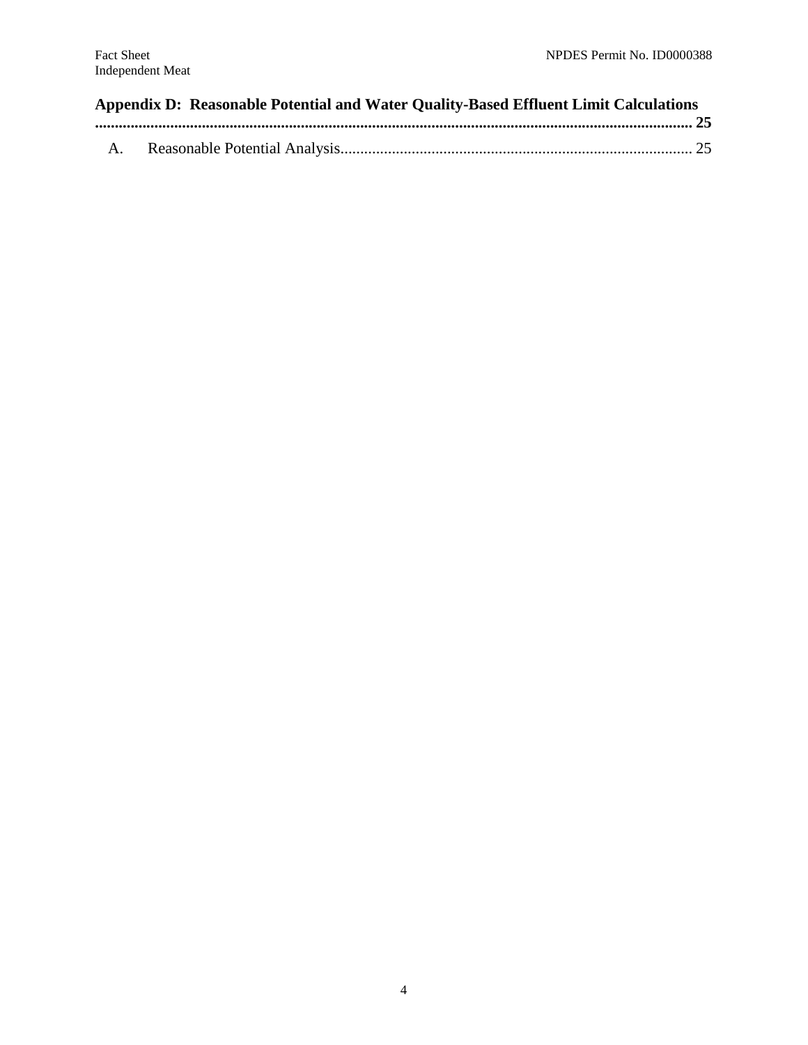**Appendix D: Reasonable Potential and Water Quality-Based Effluent Limit Calculations** ......................................................................................................................................... **25**

A. Reasonable Potential Analysis......................................................................................... 25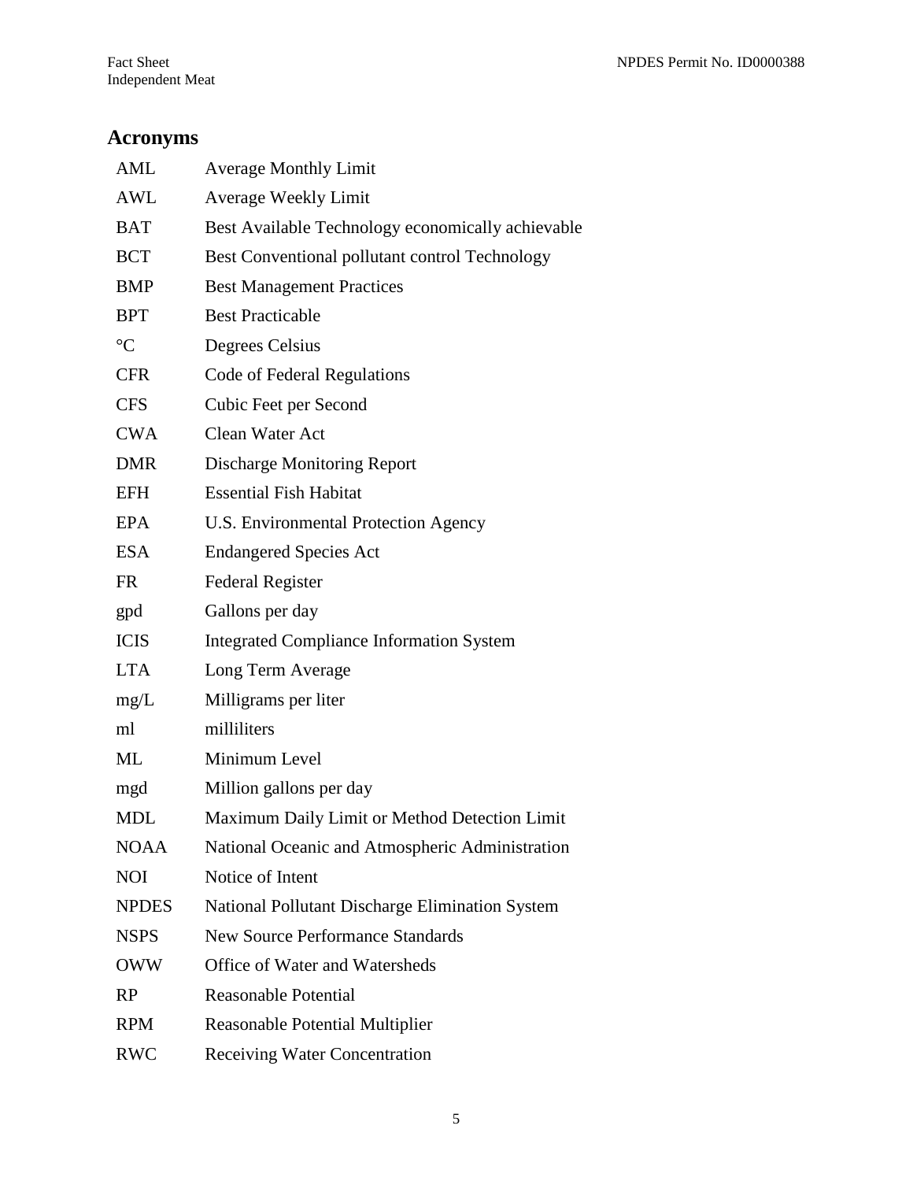## Acronyms

| | |
|---|---|
| AML | Average Monthly Limit |
| AWL | Average Weekly Limit |
| BAT | Best Available Technology economically achievable |
| BCT | Best Conventional pollutant control Technology |
| BMP | Best Management Practices |
| BPT | Best Practicable |
| °C | Degrees Celsius |
| CFR | Code of Federal Regulations |
| CFS | Cubic Feet per Second |
| CWA | Clean Water Act |
| DMR | Discharge Monitoring Report |
| EFH | Essential Fish Habitat |
| EPA | U.S. Environmental Protection Agency |
| ESA | Endangered Species Act |
| FR | Federal Register |
| gpd | Gallons per day |
| ICIS | Integrated Compliance Information System |
| LTA | Long Term Average |
| mg/L | Milligrams per liter |
| ml | milliliters |
| ML | Minimum Level |
| mgd | Million gallons per day |
| MDL | Maximum Daily Limit or Method Detection Limit |
| NOAA | National Oceanic and Atmospheric Administration |
| NOI | Notice of Intent |
| NPDES | National Pollutant Discharge Elimination System |
| NSPS | New Source Performance Standards |
| OWW | Office of Water and Watersheds |
| RP | Reasonable Potential |
| RPM | Reasonable Potential Multiplier |
| RWC | Receiving Water Concentration |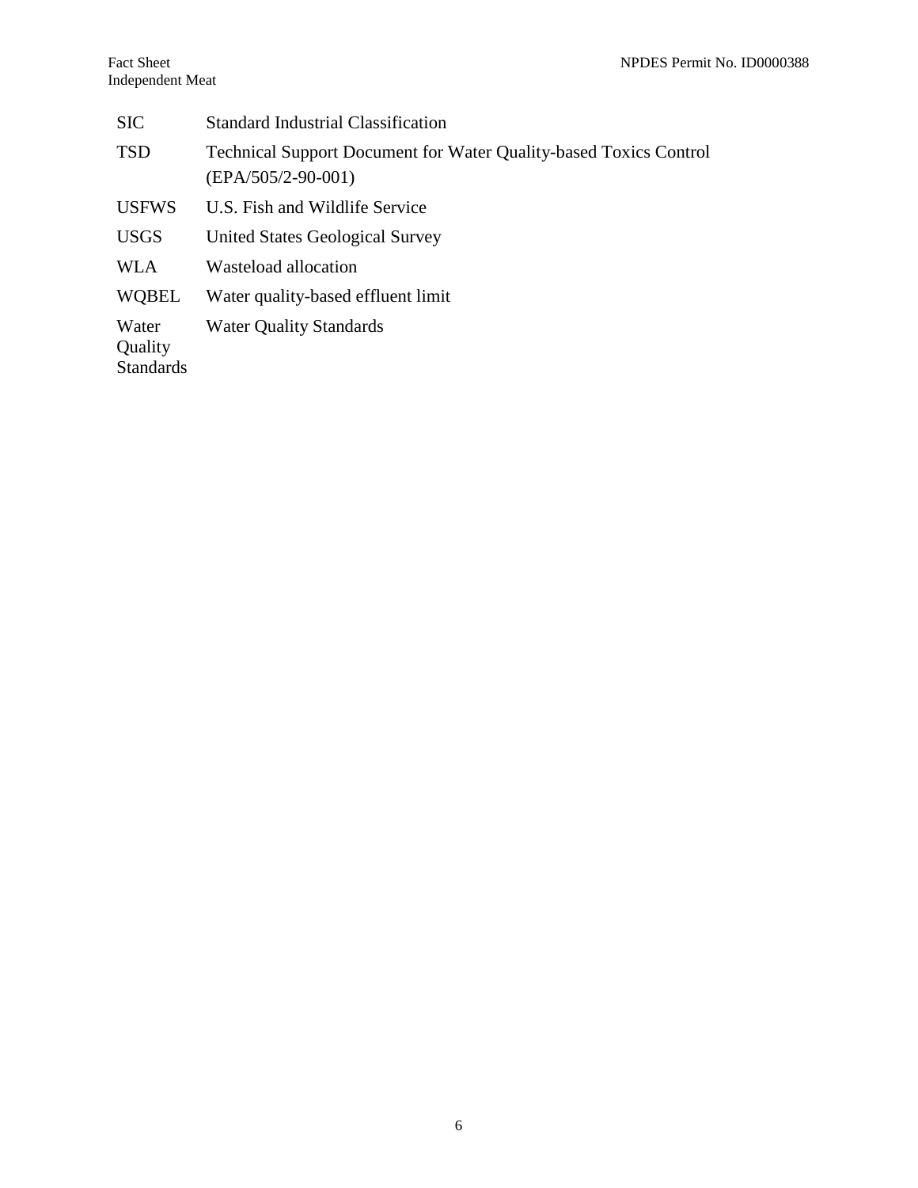| | |
|---|---|
| SIC | Standard Industrial Classification |
| TSD | Technical Support Document for Water Quality-based Toxics Control (EPA/505/2-90-001) |
| USFWS | U.S. Fish and Wildlife Service |
| USGS | United States Geological Survey |
| WLA | Wasteload allocation |
| WQBEL | Water quality-based effluent limit |
| Water Quality Standards | Water Quality Standards |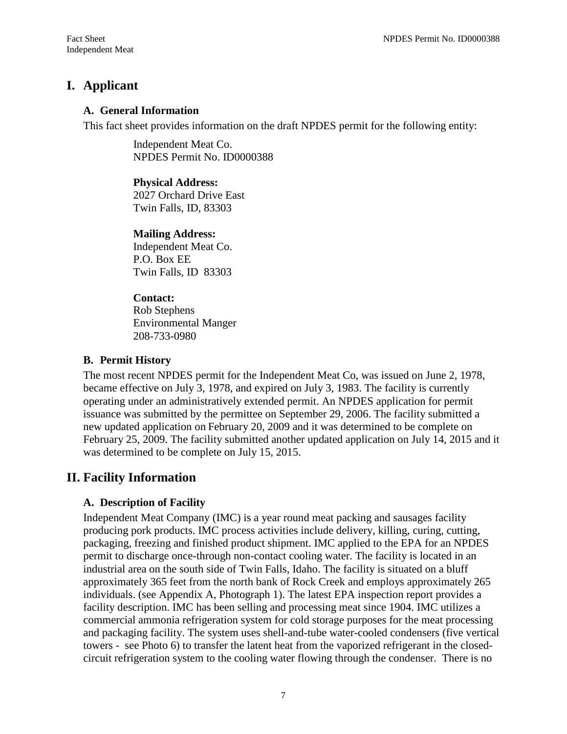# I. Applicant

## A. General Information

This fact sheet provides information on the draft NPDES permit for the following entity:

Independent Meat Co.
NPDES Permit No. ID0000388

**Physical Address:**
2027 Orchard Drive East
Twin Falls, ID, 83303

**Mailing Address:**
Independent Meat Co.
P.O. Box EE
Twin Falls, ID 83303

**Contact:**
Rob Stephens
Environmental Manger
208-733-0980

## B. Permit History

The most recent NPDES permit for the Independent Meat Co, was issued on June 2, 1978, became effective on July 3, 1978, and expired on July 3, 1983. The facility is currently operating under an administratively extended permit. An NPDES application for permit issuance was submitted by the permittee on September 29, 2006. The facility submitted a new updated application on February 20, 2009 and it was determined to be complete on February 25, 2009. The facility submitted another updated application on July 14, 2015 and it was determined to be complete on July 15, 2015.

# II. Facility Information

## A. Description of Facility

Independent Meat Company (IMC) is a year round meat packing and sausages facility producing pork products. IMC process activities include delivery, killing, curing, cutting, packaging, freezing and finished product shipment. IMC applied to the EPA for an NPDES permit to discharge once-through non-contact cooling water. The facility is located in an industrial area on the south side of Twin Falls, Idaho. The facility is situated on a bluff approximately 365 feet from the north bank of Rock Creek and employs approximately 265 individuals. (see Appendix A, Photograph 1). The latest EPA inspection report provides a facility description. IMC has been selling and processing meat since 1904. IMC utilizes a commercial ammonia refrigeration system for cold storage purposes for the meat processing and packaging facility. The system uses shell-and-tube water-cooled condensers (five vertical towers - see Photo 6) to transfer the latent heat from the vaporized refrigerant in the closed-circuit refrigeration system to the cooling water flowing through the condenser. There is no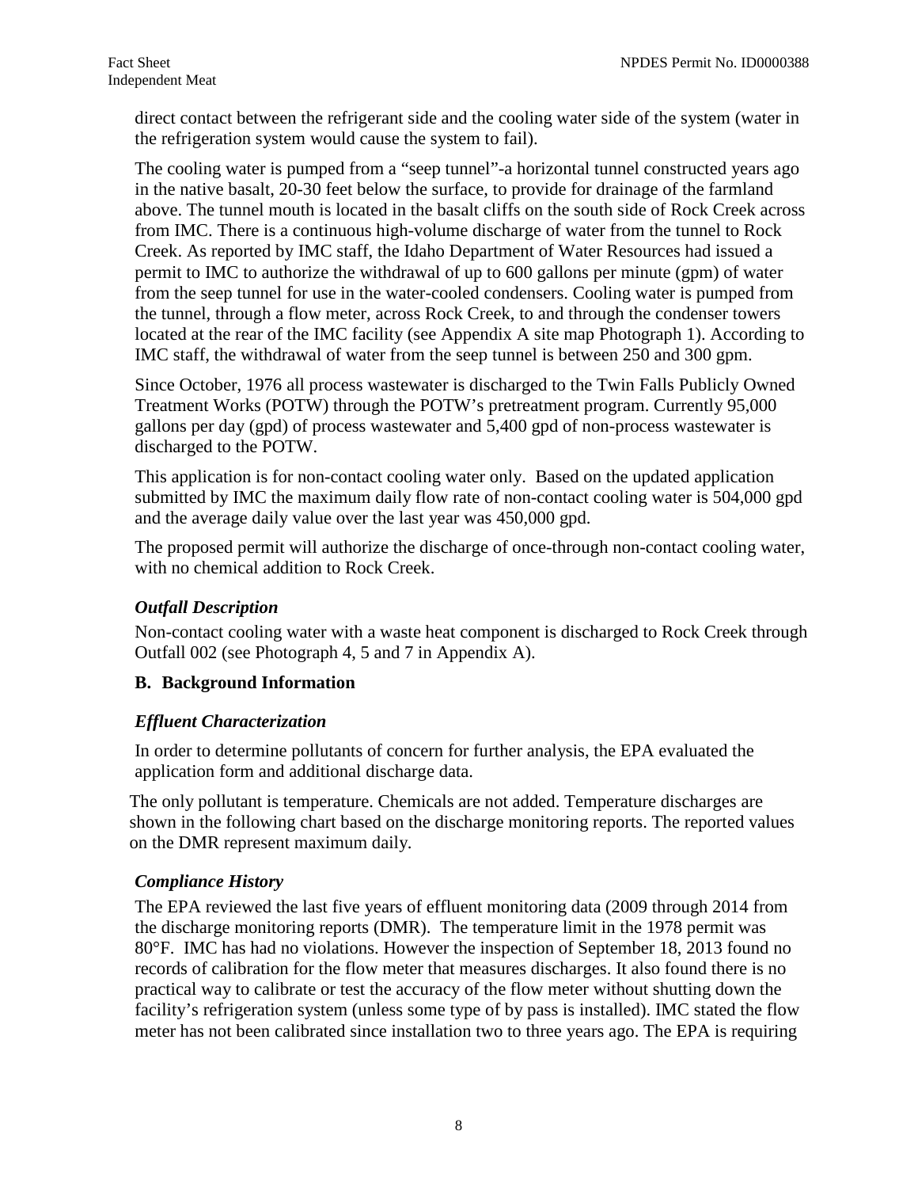direct contact between the refrigerant side and the cooling water side of the system (water in the refrigeration system would cause the system to fail).

The cooling water is pumped from a "seep tunnel"-a horizontal tunnel constructed years ago in the native basalt, 20-30 feet below the surface, to provide for drainage of the farmland above. The tunnel mouth is located in the basalt cliffs on the south side of Rock Creek across from IMC. There is a continuous high-volume discharge of water from the tunnel to Rock Creek. As reported by IMC staff, the Idaho Department of Water Resources had issued a permit to IMC to authorize the withdrawal of up to 600 gallons per minute (gpm) of water from the seep tunnel for use in the water-cooled condensers. Cooling water is pumped from the tunnel, through a flow meter, across Rock Creek, to and through the condenser towers located at the rear of the IMC facility (see Appendix A site map Photograph 1). According to IMC staff, the withdrawal of water from the seep tunnel is between 250 and 300 gpm.

Since October, 1976 all process wastewater is discharged to the Twin Falls Publicly Owned Treatment Works (POTW) through the POTW's pretreatment program. Currently 95,000 gallons per day (gpd) of process wastewater and 5,400 gpd of non-process wastewater is discharged to the POTW.

This application is for non-contact cooling water only. Based on the updated application submitted by IMC the maximum daily flow rate of non-contact cooling water is 504,000 gpd and the average daily value over the last year was 450,000 gpd.

The proposed permit will authorize the discharge of once-through non-contact cooling water, with no chemical addition to Rock Creek.

### *Outfall Description*

Non-contact cooling water with a waste heat component is discharged to Rock Creek through Outfall 002 (see Photograph 4, 5 and 7 in Appendix A).

## B. Background Information

### *Effluent Characterization*

In order to determine pollutants of concern for further analysis, the EPA evaluated the application form and additional discharge data.

The only pollutant is temperature. Chemicals are not added. Temperature discharges are shown in the following chart based on the discharge monitoring reports. The reported values on the DMR represent maximum daily.

### *Compliance History*

The EPA reviewed the last five years of effluent monitoring data (2009 through 2014 from the discharge monitoring reports (DMR). The temperature limit in the 1978 permit was 80°F. IMC has had no violations. However the inspection of September 18, 2013 found no records of calibration for the flow meter that measures discharges. It also found there is no practical way to calibrate or test the accuracy of the flow meter without shutting down the facility's refrigeration system (unless some type of by pass is installed). IMC stated the flow meter has not been calibrated since installation two to three years ago. The EPA is requiring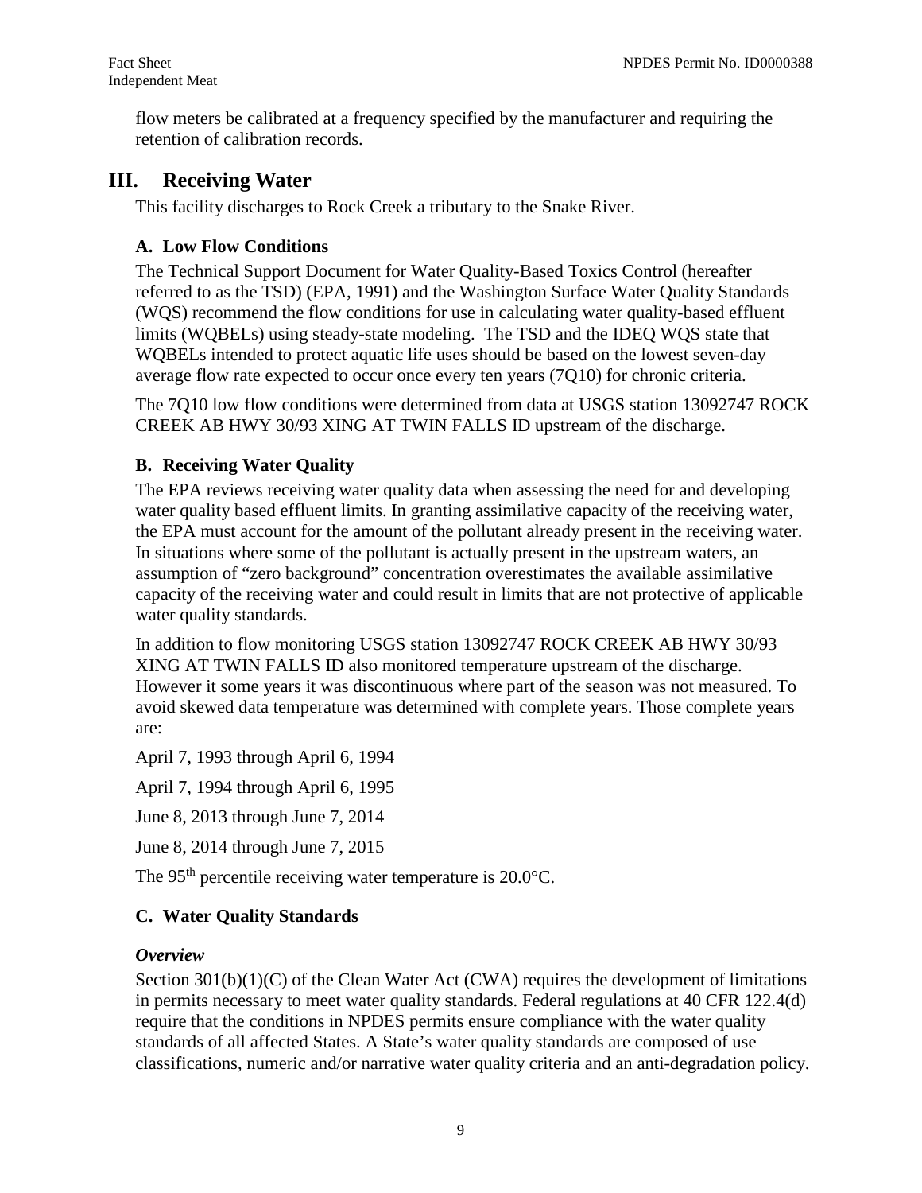flow meters be calibrated at a frequency specified by the manufacturer and requiring the retention of calibration records.

# III. Receiving Water

This facility discharges to Rock Creek a tributary to the Snake River.

## A. Low Flow Conditions

The Technical Support Document for Water Quality-Based Toxics Control (hereafter referred to as the TSD) (EPA, 1991) and the Washington Surface Water Quality Standards (WQS) recommend the flow conditions for use in calculating water quality-based effluent limits (WQBELs) using steady-state modeling. The TSD and the IDEQ WQS state that WQBELs intended to protect aquatic life uses should be based on the lowest seven-day average flow rate expected to occur once every ten years (7Q10) for chronic criteria.

The 7Q10 low flow conditions were determined from data at USGS station 13092747 ROCK CREEK AB HWY 30/93 XING AT TWIN FALLS ID upstream of the discharge.

## B. Receiving Water Quality

The EPA reviews receiving water quality data when assessing the need for and developing water quality based effluent limits. In granting assimilative capacity of the receiving water, the EPA must account for the amount of the pollutant already present in the receiving water. In situations where some of the pollutant is actually present in the upstream waters, an assumption of "zero background" concentration overestimates the available assimilative capacity of the receiving water and could result in limits that are not protective of applicable water quality standards.

In addition to flow monitoring USGS station 13092747 ROCK CREEK AB HWY 30/93 XING AT TWIN FALLS ID also monitored temperature upstream of the discharge. However it some years it was discontinuous where part of the season was not measured. To avoid skewed data temperature was determined with complete years. Those complete years are:

April 7, 1993 through April 6, 1994

April 7, 1994 through April 6, 1995

June 8, 2013 through June 7, 2014

June 8, 2014 through June 7, 2015

The 95$^{th}$ percentile receiving water temperature is 20.0°C.

## C. Water Quality Standards

### *Overview*

Section 301(b)(1)(C) of the Clean Water Act (CWA) requires the development of limitations in permits necessary to meet water quality standards. Federal regulations at 40 CFR 122.4(d) require that the conditions in NPDES permits ensure compliance with the water quality standards of all affected States. A State's water quality standards are composed of use classifications, numeric and/or narrative water quality criteria and an anti-degradation policy.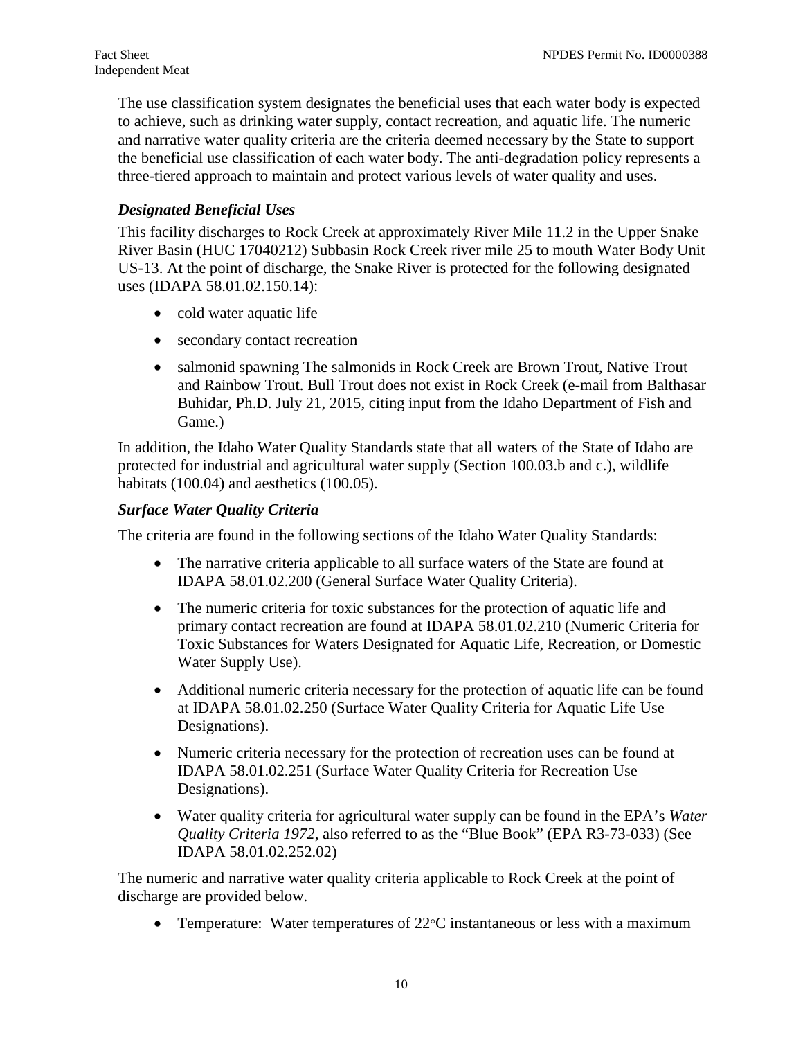The use classification system designates the beneficial uses that each water body is expected to achieve, such as drinking water supply, contact recreation, and aquatic life. The numeric and narrative water quality criteria are the criteria deemed necessary by the State to support the beneficial use classification of each water body. The anti-degradation policy represents a three-tiered approach to maintain and protect various levels of water quality and uses.

### *Designated Beneficial Uses*

This facility discharges to Rock Creek at approximately River Mile 11.2 in the Upper Snake River Basin (HUC 17040212) Subbasin Rock Creek river mile 25 to mouth Water Body Unit US-13. At the point of discharge, the Snake River is protected for the following designated uses (IDAPA 58.01.02.150.14):

- cold water aquatic life
- secondary contact recreation
- salmonid spawning The salmonids in Rock Creek are Brown Trout, Native Trout and Rainbow Trout. Bull Trout does not exist in Rock Creek (e-mail from Balthasar Buhidar, Ph.D. July 21, 2015, citing input from the Idaho Department of Fish and Game.)

In addition, the Idaho Water Quality Standards state that all waters of the State of Idaho are protected for industrial and agricultural water supply (Section 100.03.b and c.), wildlife habitats (100.04) and aesthetics (100.05).

### *Surface Water Quality Criteria*

The criteria are found in the following sections of the Idaho Water Quality Standards:

- The narrative criteria applicable to all surface waters of the State are found at IDAPA 58.01.02.200 (General Surface Water Quality Criteria).
- The numeric criteria for toxic substances for the protection of aquatic life and primary contact recreation are found at IDAPA 58.01.02.210 (Numeric Criteria for Toxic Substances for Waters Designated for Aquatic Life, Recreation, or Domestic Water Supply Use).
- Additional numeric criteria necessary for the protection of aquatic life can be found at IDAPA 58.01.02.250 (Surface Water Quality Criteria for Aquatic Life Use Designations).
- Numeric criteria necessary for the protection of recreation uses can be found at IDAPA 58.01.02.251 (Surface Water Quality Criteria for Recreation Use Designations).
- Water quality criteria for agricultural water supply can be found in the EPA's *Water Quality Criteria 1972*, also referred to as the "Blue Book" (EPA R3-73-033) (See IDAPA 58.01.02.252.02)

The numeric and narrative water quality criteria applicable to Rock Creek at the point of discharge are provided below.

- Temperature: Water temperatures of 22°C instantaneous or less with a maximum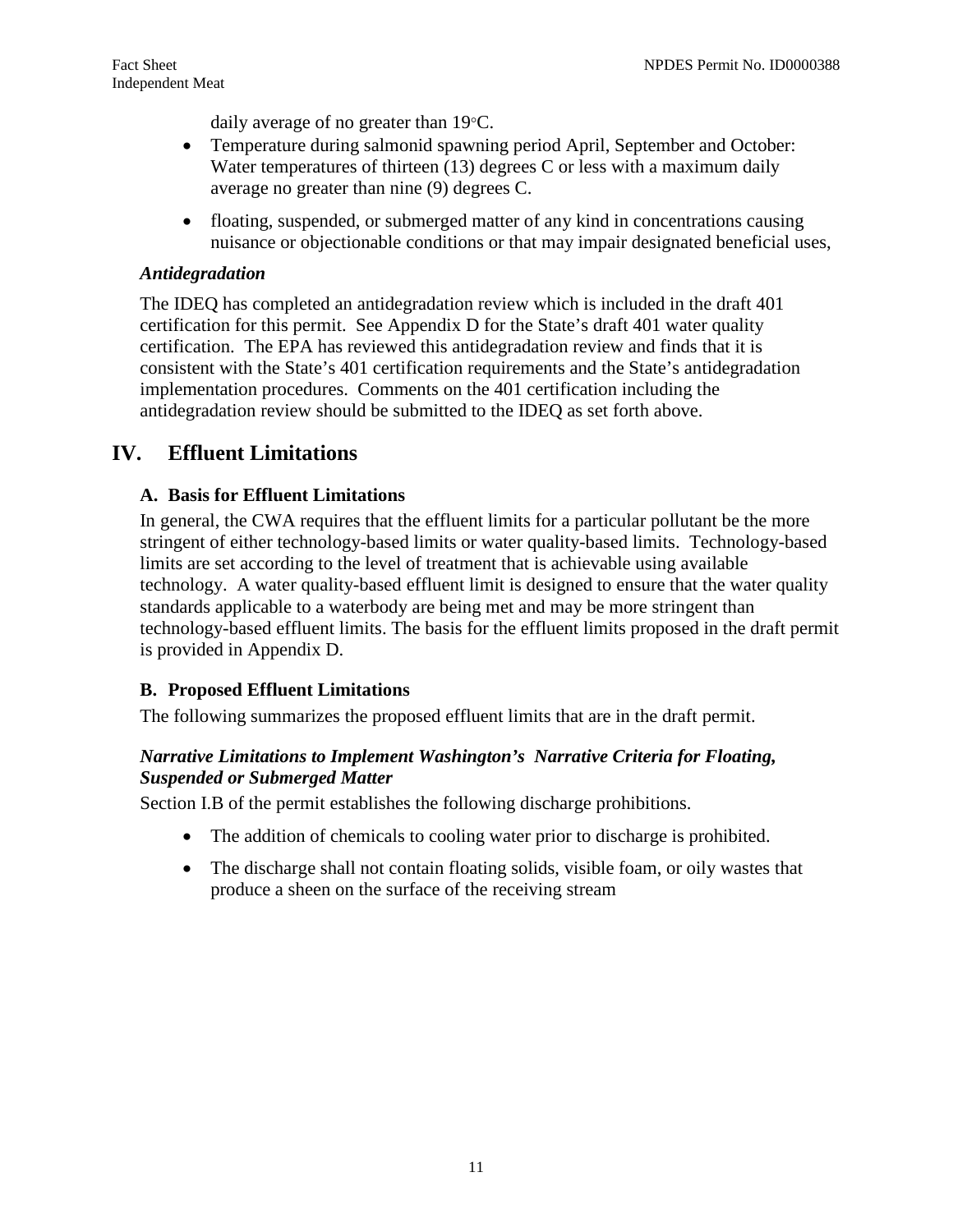daily average of no greater than 19◦C.

- Temperature during salmonid spawning period April, September and October: Water temperatures of thirteen (13) degrees C or less with a maximum daily average no greater than nine (9) degrees C.
- floating, suspended, or submerged matter of any kind in concentrations causing nuisance or objectionable conditions or that may impair designated beneficial uses,

### *Antidegradation*

The IDEQ has completed an antidegradation review which is included in the draft 401 certification for this permit. See Appendix D for the State's draft 401 water quality certification. The EPA has reviewed this antidegradation review and finds that it is consistent with the State's 401 certification requirements and the State's antidegradation implementation procedures. Comments on the 401 certification including the antidegradation review should be submitted to the IDEQ as set forth above.

# IV. Effluent Limitations

## A. Basis for Effluent Limitations

In general, the CWA requires that the effluent limits for a particular pollutant be the more stringent of either technology-based limits or water quality-based limits. Technology-based limits are set according to the level of treatment that is achievable using available technology. A water quality-based effluent limit is designed to ensure that the water quality standards applicable to a waterbody are being met and may be more stringent than technology-based effluent limits. The basis for the effluent limits proposed in the draft permit is provided in Appendix D.

## B. Proposed Effluent Limitations

The following summarizes the proposed effluent limits that are in the draft permit.

### *Narrative Limitations to Implement Washington's Narrative Criteria for Floating, Suspended or Submerged Matter*

Section I.B of the permit establishes the following discharge prohibitions.

- The addition of chemicals to cooling water prior to discharge is prohibited.
- The discharge shall not contain floating solids, visible foam, or oily wastes that produce a sheen on the surface of the receiving stream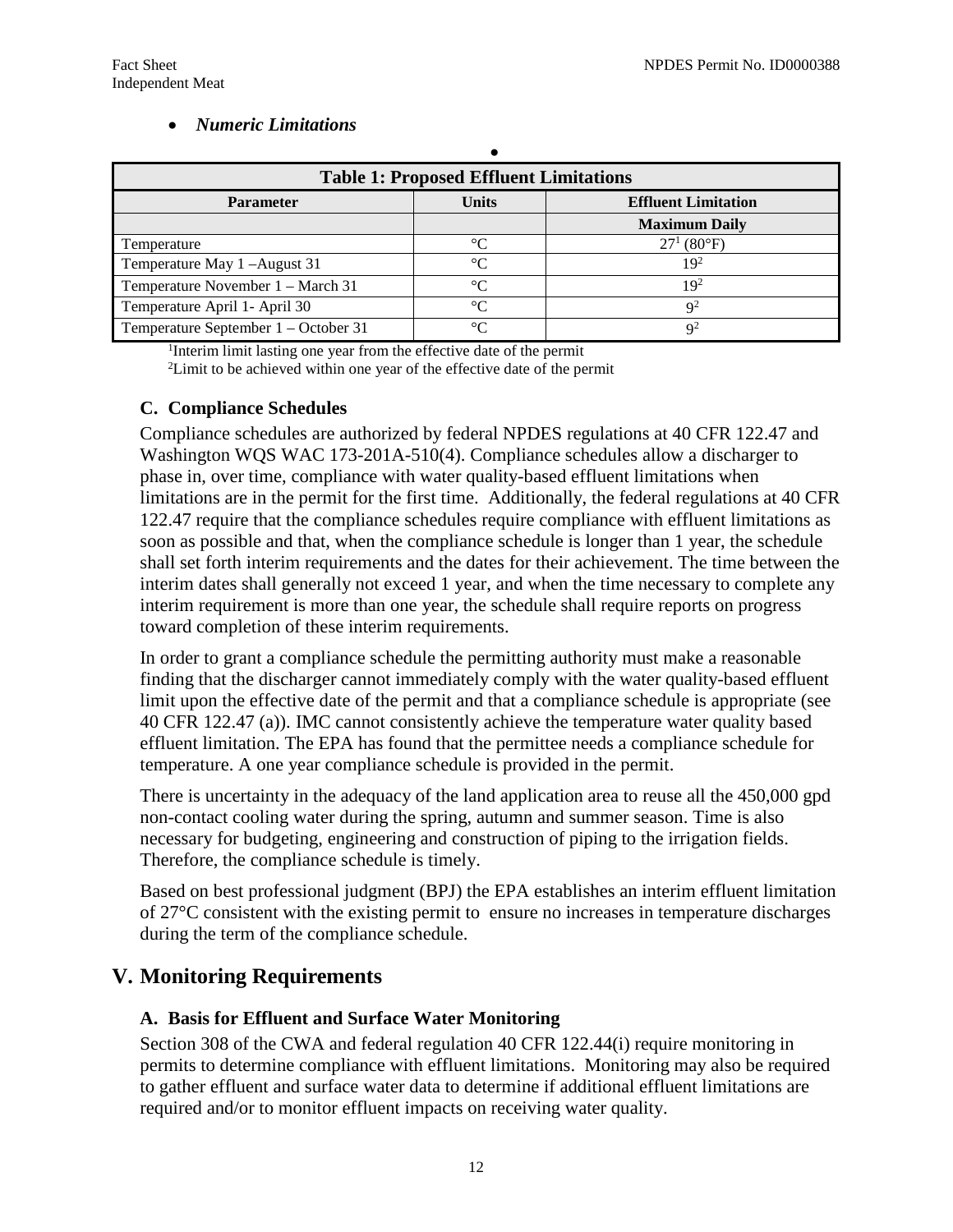- ***Numeric Limitations***

| Table 1: Proposed Effluent Limitations | | |
|---|---|---|
| **Parameter** | **Units** | **Effluent Limitation** |
| | | **Maximum Daily** |
| Temperature | °C | 27[1] (80°F) |
| Temperature May 1 –August 31 | °C | 19[2] |
| Temperature November 1 – March 31 | °C | 19[2] |
| Temperature April 1- April 30 | °C | 9[2] |
| Temperature September 1 – October 31 | °C | 9[2] |

[1]Interim limit lasting one year from the effective date of the permit
[2]Limit to be achieved within one year of the effective date of the permit

### C. Compliance Schedules

Compliance schedules are authorized by federal NPDES regulations at 40 CFR 122.47 and Washington WQS WAC 173-201A-510(4). Compliance schedules allow a discharger to phase in, over time, compliance with water quality-based effluent limitations when limitations are in the permit for the first time. Additionally, the federal regulations at 40 CFR 122.47 require that the compliance schedules require compliance with effluent limitations as soon as possible and that, when the compliance schedule is longer than 1 year, the schedule shall set forth interim requirements and the dates for their achievement. The time between the interim dates shall generally not exceed 1 year, and when the time necessary to complete any interim requirement is more than one year, the schedule shall require reports on progress toward completion of these interim requirements.

In order to grant a compliance schedule the permitting authority must make a reasonable finding that the discharger cannot immediately comply with the water quality-based effluent limit upon the effective date of the permit and that a compliance schedule is appropriate (see 40 CFR 122.47 (a)). IMC cannot consistently achieve the temperature water quality based effluent limitation. The EPA has found that the permittee needs a compliance schedule for temperature. A one year compliance schedule is provided in the permit.

There is uncertainty in the adequacy of the land application area to reuse all the 450,000 gpd non-contact cooling water during the spring, autumn and summer season. Time is also necessary for budgeting, engineering and construction of piping to the irrigation fields. Therefore, the compliance schedule is timely.

Based on best professional judgment (BPJ) the EPA establishes an interim effluent limitation of 27°C consistent with the existing permit to ensure no increases in temperature discharges during the term of the compliance schedule.

## V. Monitoring Requirements

### A. Basis for Effluent and Surface Water Monitoring

Section 308 of the CWA and federal regulation 40 CFR 122.44(i) require monitoring in permits to determine compliance with effluent limitations. Monitoring may also be required to gather effluent and surface water data to determine if additional effluent limitations are required and/or to monitor effluent impacts on receiving water quality.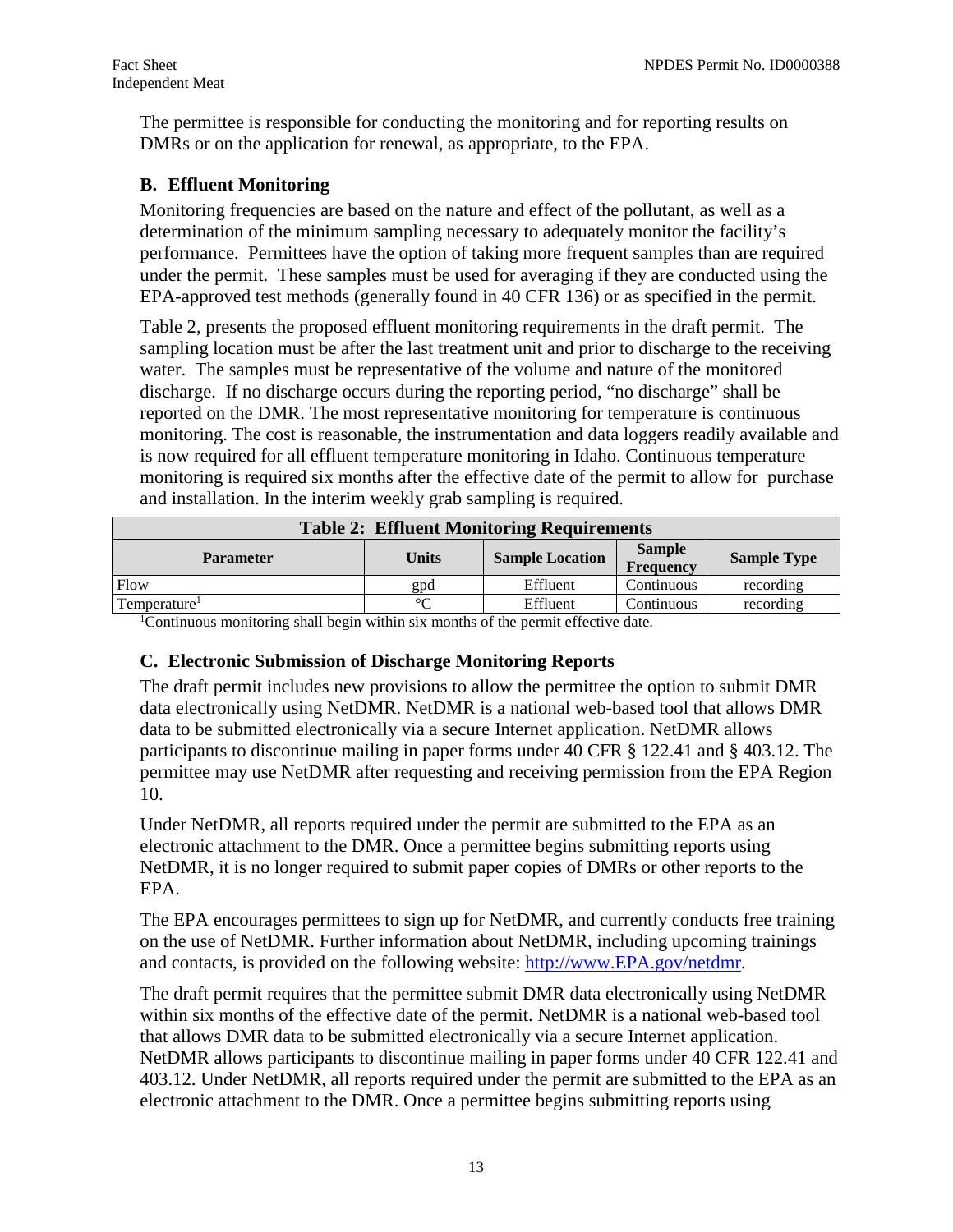The permittee is responsible for conducting the monitoring and for reporting results on DMRs or on the application for renewal, as appropriate, to the EPA.

### B. Effluent Monitoring

Monitoring frequencies are based on the nature and effect of the pollutant, as well as a determination of the minimum sampling necessary to adequately monitor the facility's performance. Permittees have the option of taking more frequent samples than are required under the permit. These samples must be used for averaging if they are conducted using the EPA-approved test methods (generally found in 40 CFR 136) or as specified in the permit.

Table 2, presents the proposed effluent monitoring requirements in the draft permit. The sampling location must be after the last treatment unit and prior to discharge to the receiving water. The samples must be representative of the volume and nature of the monitored discharge. If no discharge occurs during the reporting period, "no discharge" shall be reported on the DMR. The most representative monitoring for temperature is continuous monitoring. The cost is reasonable, the instrumentation and data loggers readily available and is now required for all effluent temperature monitoring in Idaho. Continuous temperature monitoring is required six months after the effective date of the permit to allow for purchase and installation. In the interim weekly grab sampling is required.

**Table 2: Effluent Monitoring Requirements**

| Parameter | Units | Sample Location | Sample Frequency | Sample Type |
|---|---|---|---|---|
| Flow | gpd | Effluent | Continuous | recording |
| Temperature[1] | °C | Effluent | Continuous | recording |

[1]Continuous monitoring shall begin within six months of the permit effective date.

### C. Electronic Submission of Discharge Monitoring Reports

The draft permit includes new provisions to allow the permittee the option to submit DMR data electronically using NetDMR. NetDMR is a national web-based tool that allows DMR data to be submitted electronically via a secure Internet application. NetDMR allows participants to discontinue mailing in paper forms under 40 CFR § 122.41 and § 403.12. The permittee may use NetDMR after requesting and receiving permission from the EPA Region 10.

Under NetDMR, all reports required under the permit are submitted to the EPA as an electronic attachment to the DMR. Once a permittee begins submitting reports using NetDMR, it is no longer required to submit paper copies of DMRs or other reports to the EPA.

The EPA encourages permittees to sign up for NetDMR, and currently conducts free training on the use of NetDMR. Further information about NetDMR, including upcoming trainings and contacts, is provided on the following website: [http://www.EPA.gov/netdmr](http://www.EPA.gov/netdmr).

The draft permit requires that the permittee submit DMR data electronically using NetDMR within six months of the effective date of the permit. NetDMR is a national web-based tool that allows DMR data to be submitted electronically via a secure Internet application. NetDMR allows participants to discontinue mailing in paper forms under 40 CFR 122.41 and 403.12. Under NetDMR, all reports required under the permit are submitted to the EPA as an electronic attachment to the DMR. Once a permittee begins submitting reports using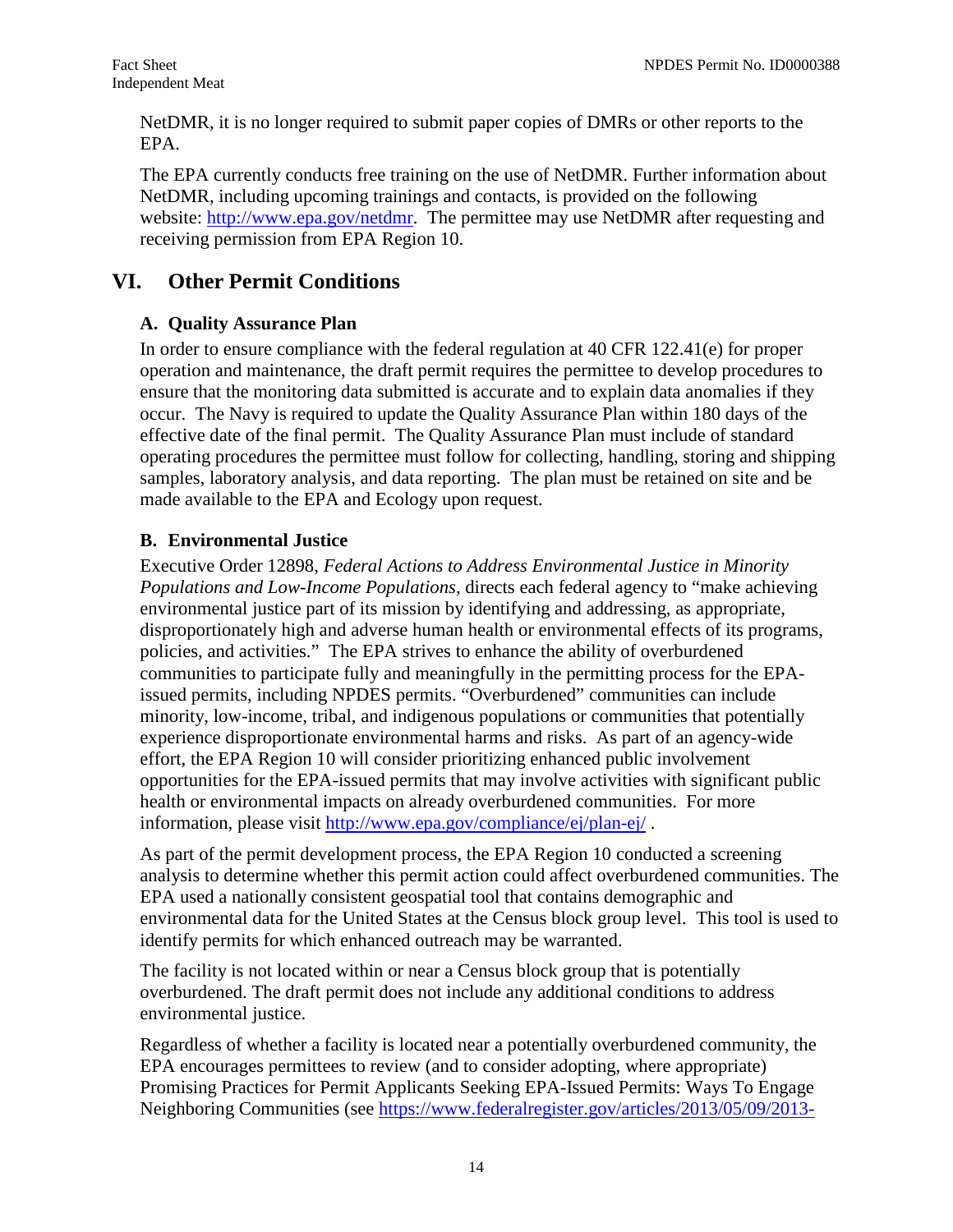NetDMR, it is no longer required to submit paper copies of DMRs or other reports to the EPA.

The EPA currently conducts free training on the use of NetDMR. Further information about NetDMR, including upcoming trainings and contacts, is provided on the following website: http://www.epa.gov/netdmr. The permittee may use NetDMR after requesting and receiving permission from EPA Region 10.

# VI. Other Permit Conditions

## A. Quality Assurance Plan

In order to ensure compliance with the federal regulation at 40 CFR 122.41(e) for proper operation and maintenance, the draft permit requires the permittee to develop procedures to ensure that the monitoring data submitted is accurate and to explain data anomalies if they occur. The Navy is required to update the Quality Assurance Plan within 180 days of the effective date of the final permit. The Quality Assurance Plan must include of standard operating procedures the permittee must follow for collecting, handling, storing and shipping samples, laboratory analysis, and data reporting. The plan must be retained on site and be made available to the EPA and Ecology upon request.

## B. Environmental Justice

Executive Order 12898, *Federal Actions to Address Environmental Justice in Minority Populations and Low-Income Populations*, directs each federal agency to "make achieving environmental justice part of its mission by identifying and addressing, as appropriate, disproportionately high and adverse human health or environmental effects of its programs, policies, and activities." The EPA strives to enhance the ability of overburdened communities to participate fully and meaningfully in the permitting process for the EPA-issued permits, including NPDES permits. "Overburdened" communities can include minority, low-income, tribal, and indigenous populations or communities that potentially experience disproportionate environmental harms and risks. As part of an agency-wide effort, the EPA Region 10 will consider prioritizing enhanced public involvement opportunities for the EPA-issued permits that may involve activities with significant public health or environmental impacts on already overburdened communities. For more information, please visit http://www.epa.gov/compliance/ej/plan-ej/ .

As part of the permit development process, the EPA Region 10 conducted a screening analysis to determine whether this permit action could affect overburdened communities. The EPA used a nationally consistent geospatial tool that contains demographic and environmental data for the United States at the Census block group level. This tool is used to identify permits for which enhanced outreach may be warranted.

The facility is not located within or near a Census block group that is potentially overburdened. The draft permit does not include any additional conditions to address environmental justice.

Regardless of whether a facility is located near a potentially overburdened community, the EPA encourages permittees to review (and to consider adopting, where appropriate) Promising Practices for Permit Applicants Seeking EPA-Issued Permits: Ways To Engage Neighboring Communities (see https://www.federalregister.gov/articles/2013/05/09/2013-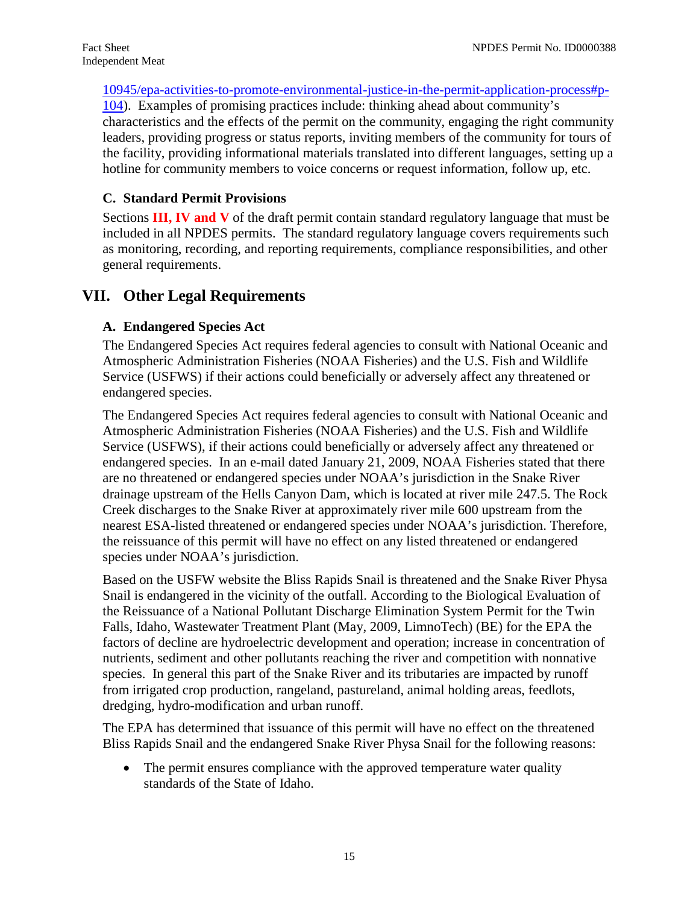10945/epa-activities-to-promote-environmental-justice-in-the-permit-application-process#p-104). Examples of promising practices include: thinking ahead about community's characteristics and the effects of the permit on the community, engaging the right community leaders, providing progress or status reports, inviting members of the community for tours of the facility, providing informational materials translated into different languages, setting up a hotline for community members to voice concerns or request information, follow up, etc.

### C. Standard Permit Provisions

Sections **III, IV and V** of the draft permit contain standard regulatory language that must be included in all NPDES permits. The standard regulatory language covers requirements such as monitoring, recording, and reporting requirements, compliance responsibilities, and other general requirements.

## VII. Other Legal Requirements

### A. Endangered Species Act

The Endangered Species Act requires federal agencies to consult with National Oceanic and Atmospheric Administration Fisheries (NOAA Fisheries) and the U.S. Fish and Wildlife Service (USFWS) if their actions could beneficially or adversely affect any threatened or endangered species.

The Endangered Species Act requires federal agencies to consult with National Oceanic and Atmospheric Administration Fisheries (NOAA Fisheries) and the U.S. Fish and Wildlife Service (USFWS), if their actions could beneficially or adversely affect any threatened or endangered species. In an e-mail dated January 21, 2009, NOAA Fisheries stated that there are no threatened or endangered species under NOAA's jurisdiction in the Snake River drainage upstream of the Hells Canyon Dam, which is located at river mile 247.5. The Rock Creek discharges to the Snake River at approximately river mile 600 upstream from the nearest ESA-listed threatened or endangered species under NOAA's jurisdiction. Therefore, the reissuance of this permit will have no effect on any listed threatened or endangered species under NOAA's jurisdiction.

Based on the USFW website the Bliss Rapids Snail is threatened and the Snake River Physa Snail is endangered in the vicinity of the outfall. According to the Biological Evaluation of the Reissuance of a National Pollutant Discharge Elimination System Permit for the Twin Falls, Idaho, Wastewater Treatment Plant (May, 2009, LimnoTech) (BE) for the EPA the factors of decline are hydroelectric development and operation; increase in concentration of nutrients, sediment and other pollutants reaching the river and competition with nonnative species. In general this part of the Snake River and its tributaries are impacted by runoff from irrigated crop production, rangeland, pastureland, animal holding areas, feedlots, dredging, hydro-modification and urban runoff.

The EPA has determined that issuance of this permit will have no effect on the threatened Bliss Rapids Snail and the endangered Snake River Physa Snail for the following reasons:

- The permit ensures compliance with the approved temperature water quality standards of the State of Idaho.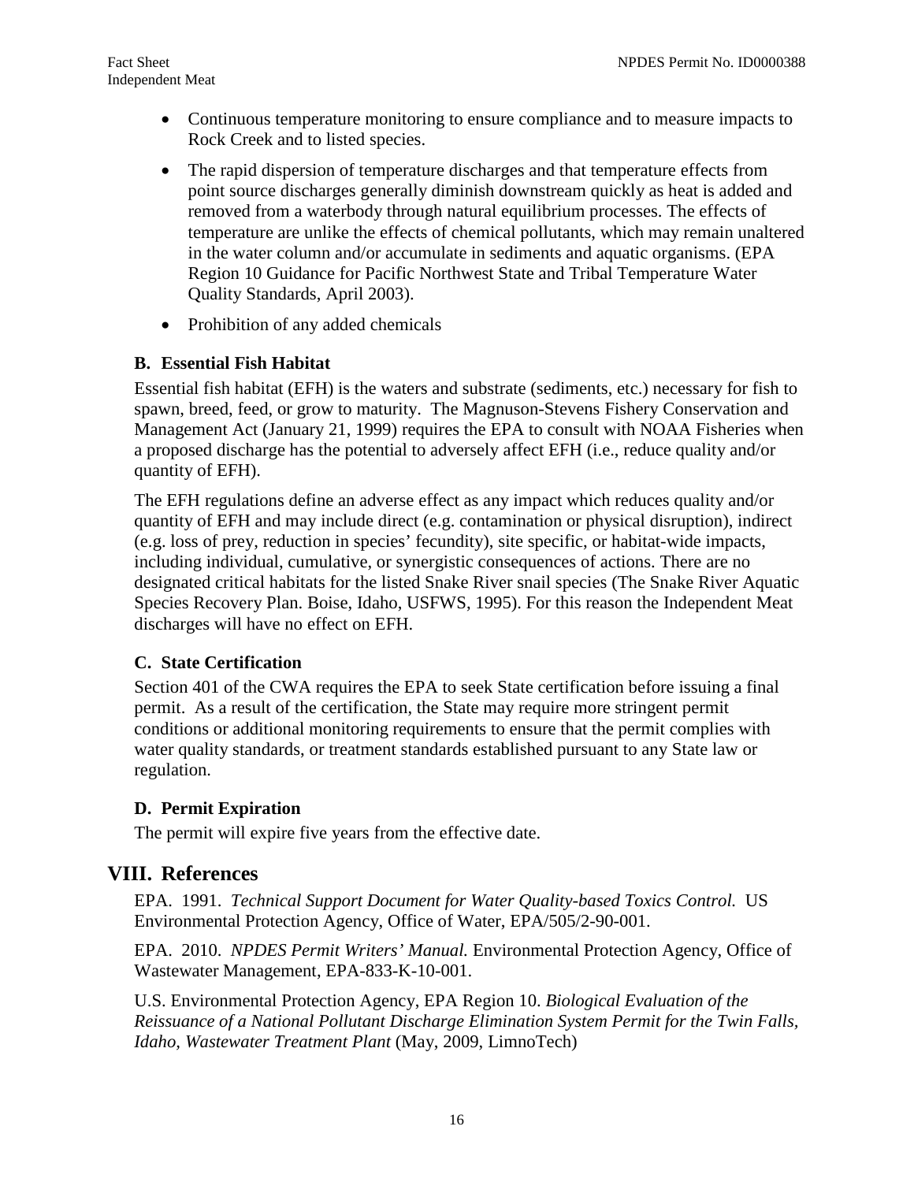- Continuous temperature monitoring to ensure compliance and to measure impacts to Rock Creek and to listed species.
- The rapid dispersion of temperature discharges and that temperature effects from point source discharges generally diminish downstream quickly as heat is added and removed from a waterbody through natural equilibrium processes. The effects of temperature are unlike the effects of chemical pollutants, which may remain unaltered in the water column and/or accumulate in sediments and aquatic organisms. (EPA Region 10 Guidance for Pacific Northwest State and Tribal Temperature Water Quality Standards, April 2003).
- Prohibition of any added chemicals

### B. Essential Fish Habitat

Essential fish habitat (EFH) is the waters and substrate (sediments, etc.) necessary for fish to spawn, breed, feed, or grow to maturity. The Magnuson-Stevens Fishery Conservation and Management Act (January 21, 1999) requires the EPA to consult with NOAA Fisheries when a proposed discharge has the potential to adversely affect EFH (i.e., reduce quality and/or quantity of EFH).

The EFH regulations define an adverse effect as any impact which reduces quality and/or quantity of EFH and may include direct (e.g. contamination or physical disruption), indirect (e.g. loss of prey, reduction in species' fecundity), site specific, or habitat-wide impacts, including individual, cumulative, or synergistic consequences of actions. There are no designated critical habitats for the listed Snake River snail species (The Snake River Aquatic Species Recovery Plan. Boise, Idaho, USFWS, 1995). For this reason the Independent Meat discharges will have no effect on EFH.

### C. State Certification

Section 401 of the CWA requires the EPA to seek State certification before issuing a final permit. As a result of the certification, the State may require more stringent permit conditions or additional monitoring requirements to ensure that the permit complies with water quality standards, or treatment standards established pursuant to any State law or regulation.

### D. Permit Expiration

The permit will expire five years from the effective date.

## VIII. References

EPA. 1991. *Technical Support Document for Water Quality-based Toxics Control.* US Environmental Protection Agency, Office of Water, EPA/505/2-90-001.

EPA. 2010. *NPDES Permit Writers' Manual.* Environmental Protection Agency, Office of Wastewater Management, EPA-833-K-10-001.

U.S. Environmental Protection Agency, EPA Region 10. *Biological Evaluation of the Reissuance of a National Pollutant Discharge Elimination System Permit for the Twin Falls, Idaho, Wastewater Treatment Plant* (May, 2009, LimnoTech)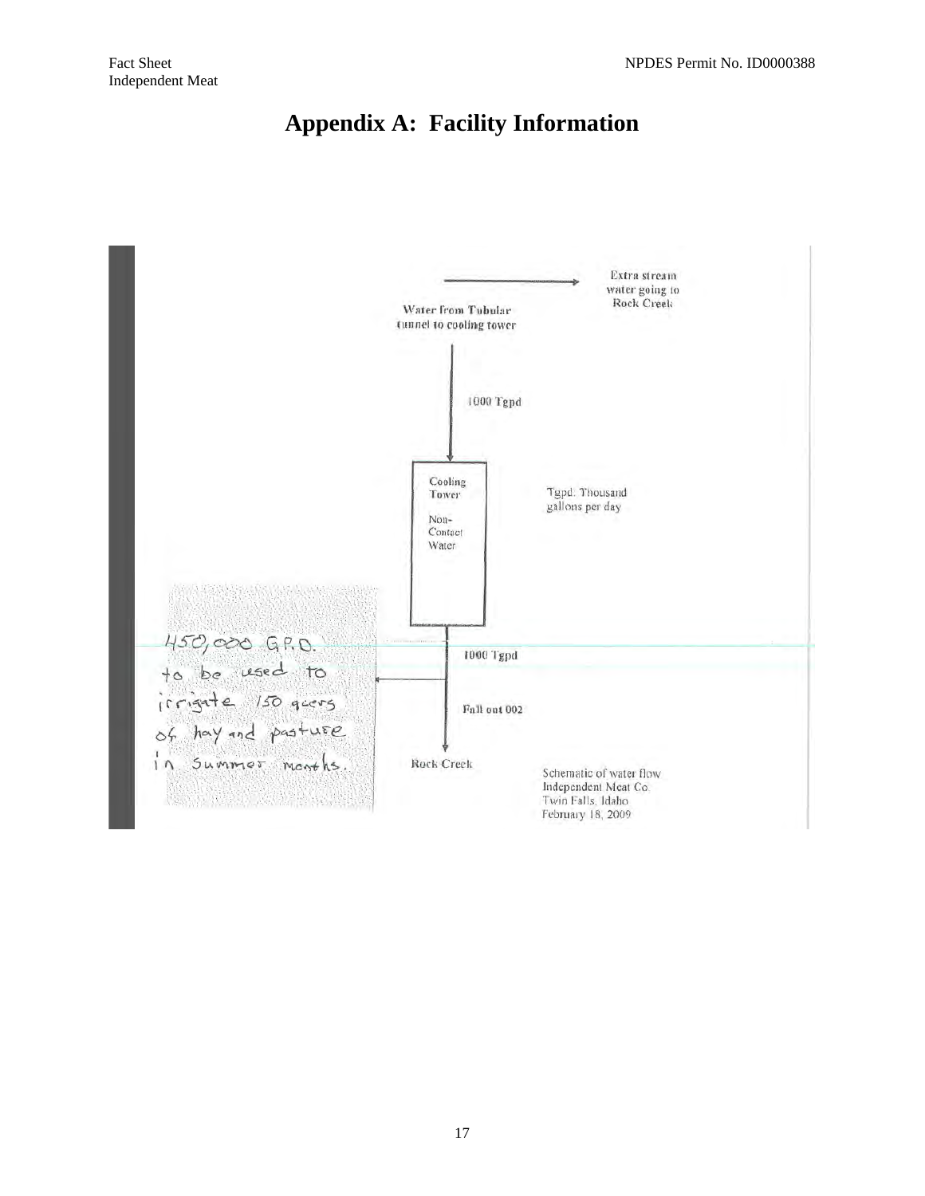# Appendix A: Facility Information

Extra stream water going to Rock Creek

Water from Tubular tunnel to cooling tower

1000 Tgpd

Cooling Tower

Non-Contact Water

Tgpd: Thousand gallons per day

450,000 G.P.D. to be used to irrigate 150 acers of hay and pasture in Summer Months.

1000 Tgpd

Fall out 002

Rock Creek

Schematic of water flow
Independent Meat Co.
Twin Falls, Idaho
February 18, 2009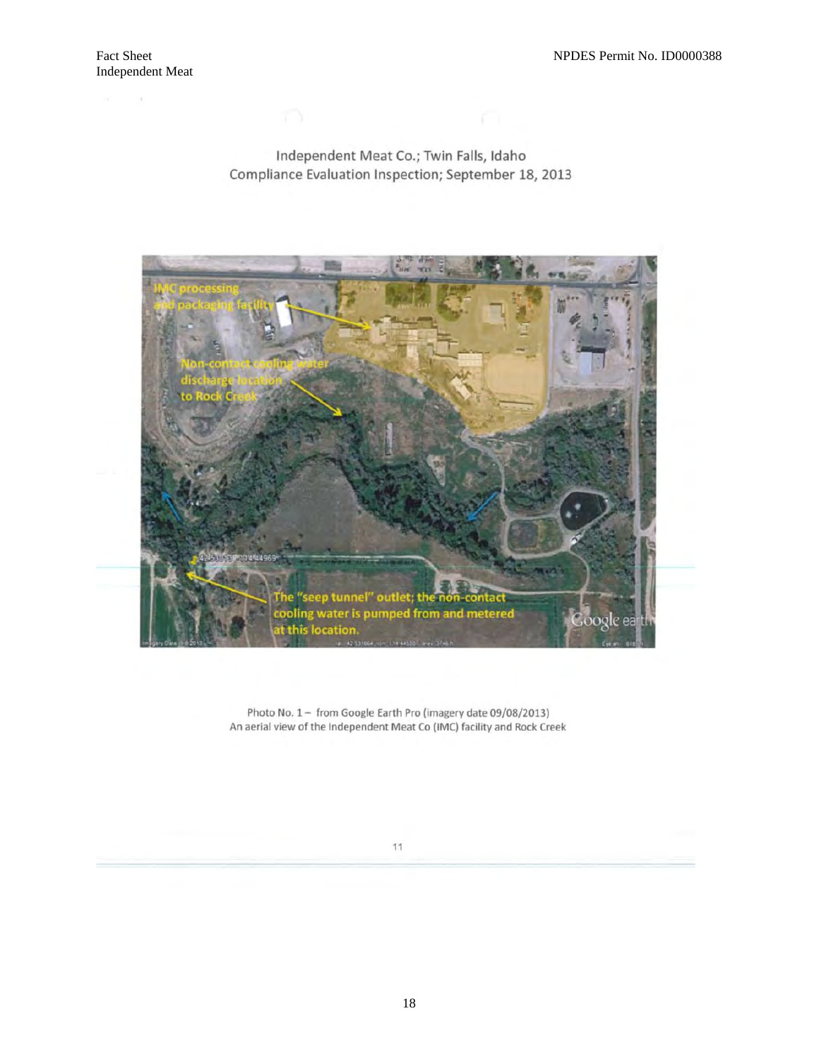Independent Meat Co.; Twin Falls, Idaho
Compliance Evaluation Inspection; September 18, 2013

IMC processing and packaging facility

Non-contact cooling water discharge location to Rock Creek

The "seep tunnel" outlet; the non-contact cooling water is pumped from and metered at this location.

Photo No. 1 – from Google Earth Pro (imagery date 09/08/2013)
An aerial view of the Independent Meat Co (IMC) facility and Rock Creek

11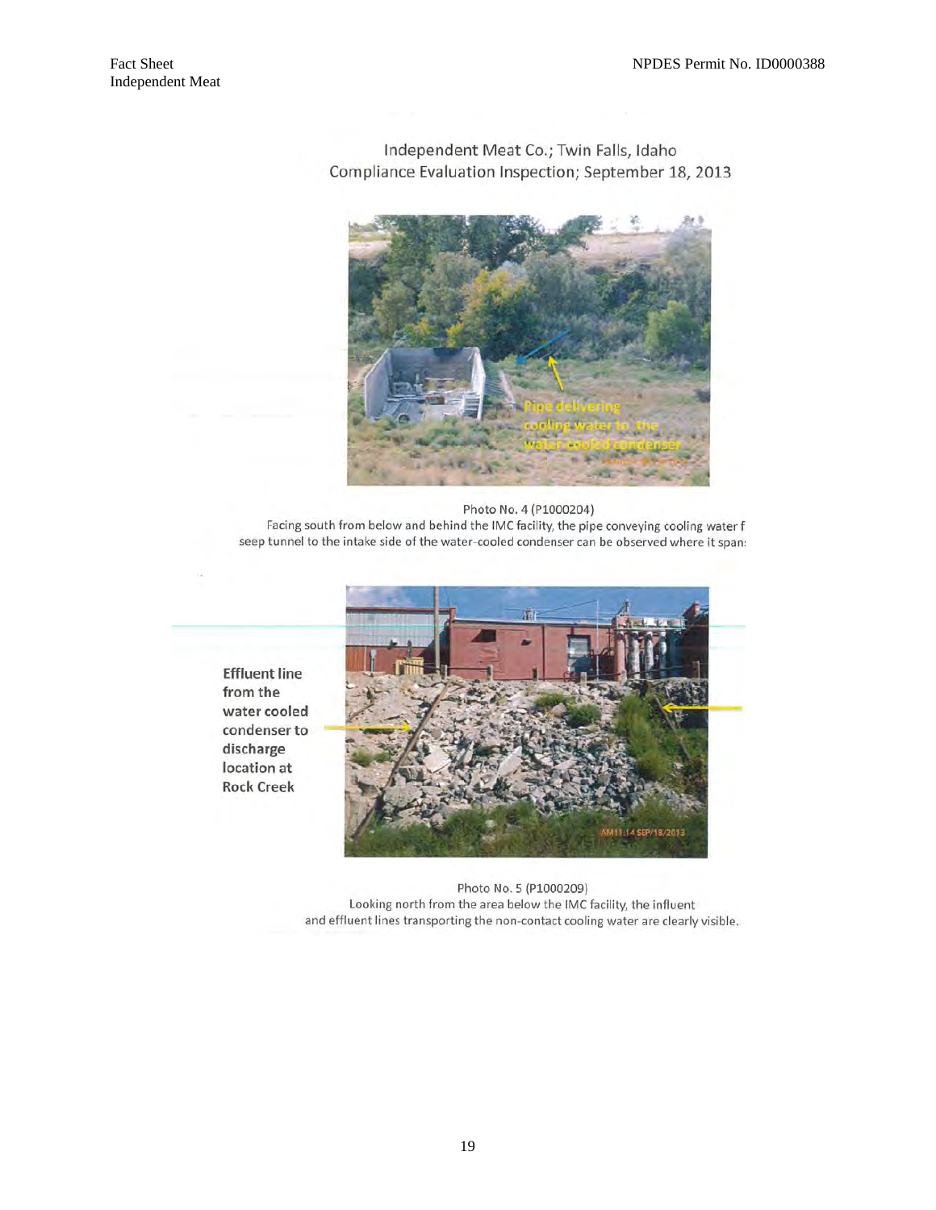Independent Meat Co.; Twin Falls, Idaho
Compliance Evaluation Inspection; September 18, 2013

Pipe delivering cooling water to the water-cooled condenser

Photo No. 4 (P1000204)
Facing south from below and behind the IMC facility, the pipe conveying cooling water f seep tunnel to the intake side of the water-cooled condenser can be observed where it span:

Effluent line from the water cooled condenser to discharge location at Rock Creek

Photo No. 5 (P1000209)
Looking north from the area below the IMC facility, the influent and effluent lines transporting the non-contact cooling water are clearly visible.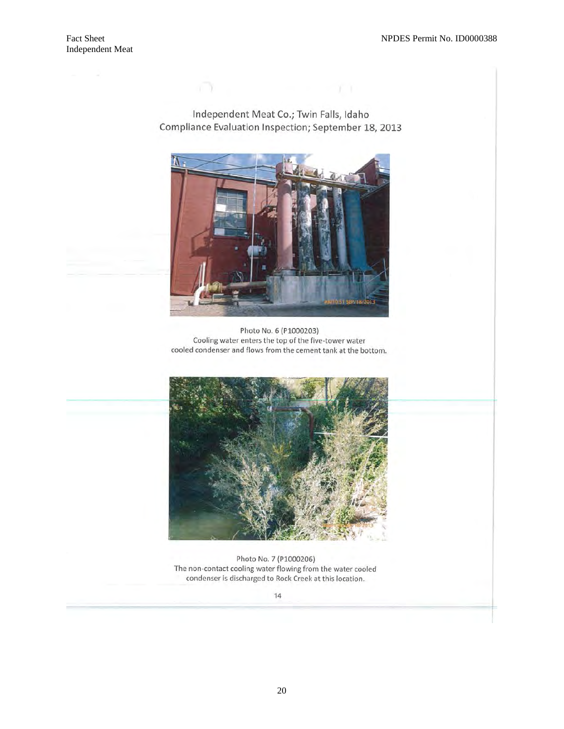Independent Meat Co.; Twin Falls, Idaho
Compliance Evaluation Inspection; September 18, 2013

Photo No. 6 (P1000203)
Cooling water enters the top of the five-tower water cooled condenser and flows from the cement tank at the bottom.

Photo No. 7 (P1000206)
The non-contact cooling water flowing from the water cooled condenser is discharged to Rock Creek at this location.

14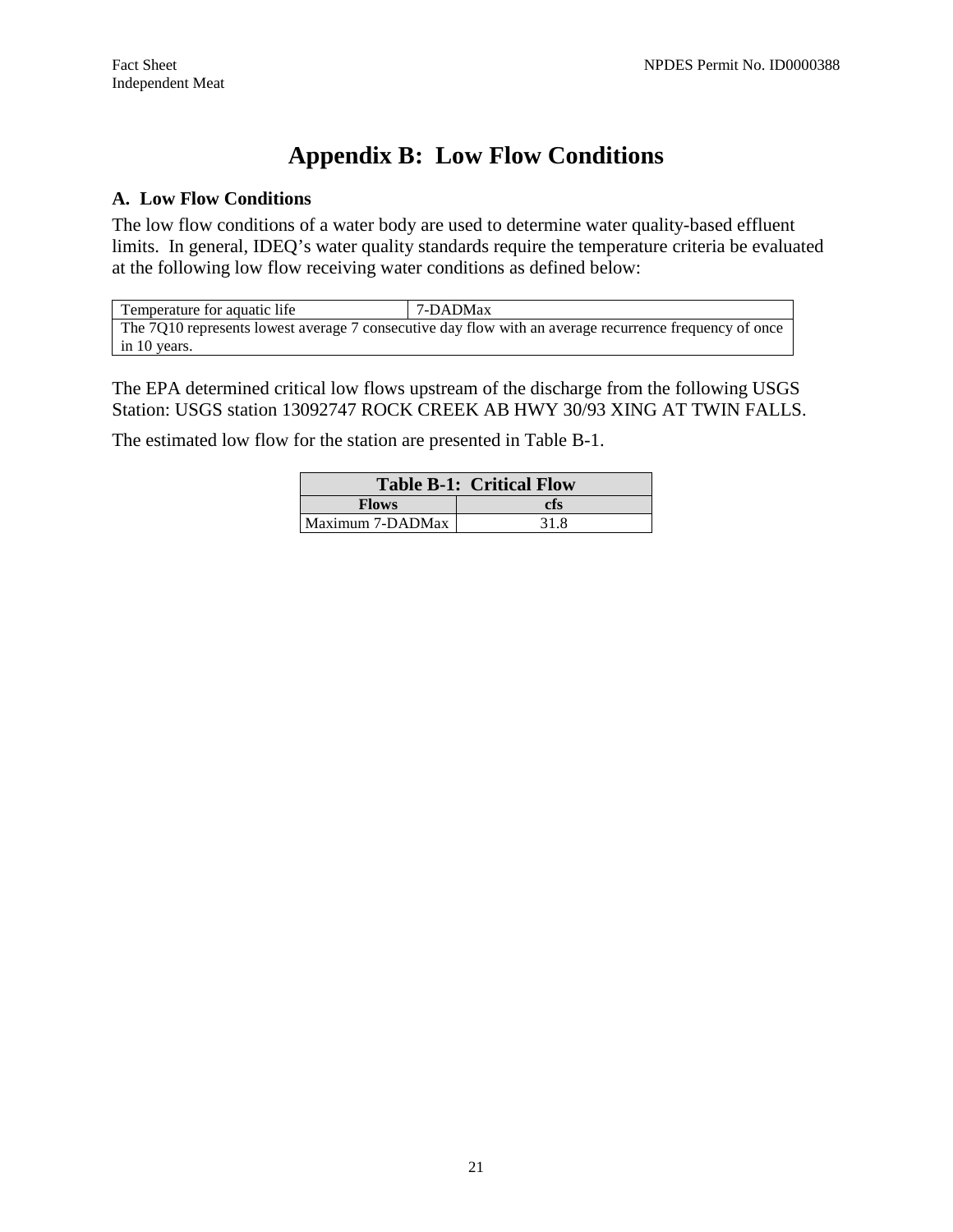# Appendix B: Low Flow Conditions

## A. Low Flow Conditions

The low flow conditions of a water body are used to determine water quality-based effluent limits. In general, IDEQ's water quality standards require the temperature criteria be evaluated at the following low flow receiving water conditions as defined below:

| Temperature for aquatic life | 7-DADMax |
|---|---|
| The 7Q10 represents lowest average 7 consecutive day flow with an average recurrence frequency of once in 10 years. | |

The EPA determined critical low flows upstream of the discharge from the following USGS Station: USGS station 13092747 ROCK CREEK AB HWY 30/93 XING AT TWIN FALLS.

The estimated low flow for the station are presented in Table B-1.

| Table B-1: Critical Flow | |
|---|---|
| **Flows** | **cfs** |
| Maximum 7-DADMax | 31.8 |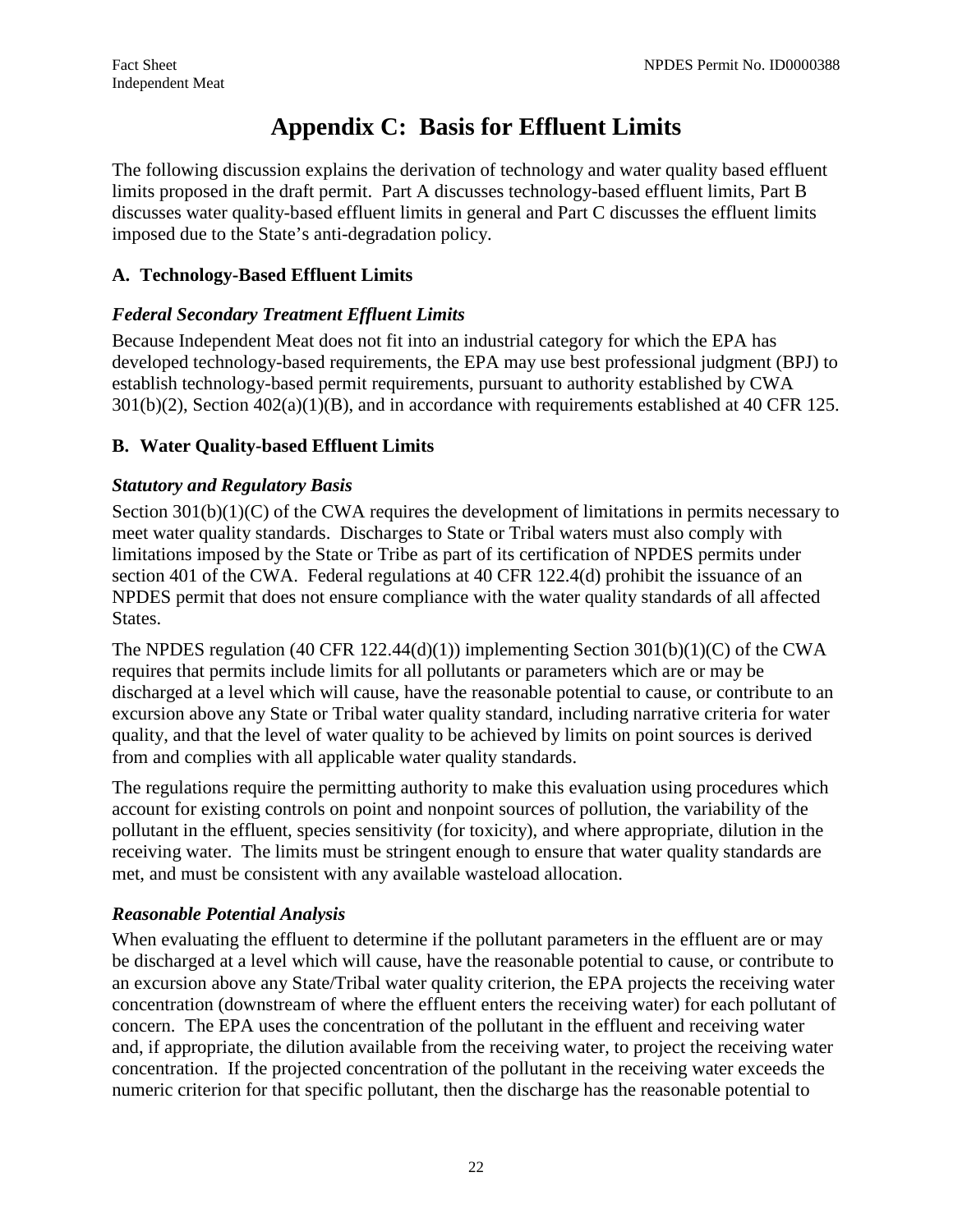# Appendix C: Basis for Effluent Limits

The following discussion explains the derivation of technology and water quality based effluent limits proposed in the draft permit. Part A discusses technology-based effluent limits, Part B discusses water quality-based effluent limits in general and Part C discusses the effluent limits imposed due to the State's anti-degradation policy.

## A. Technology-Based Effluent Limits

### *Federal Secondary Treatment Effluent Limits*

Because Independent Meat does not fit into an industrial category for which the EPA has developed technology-based requirements, the EPA may use best professional judgment (BPJ) to establish technology-based permit requirements, pursuant to authority established by CWA 301(b)(2), Section 402(a)(1)(B), and in accordance with requirements established at 40 CFR 125.

## B. Water Quality-based Effluent Limits

### *Statutory and Regulatory Basis*

Section 301(b)(1)(C) of the CWA requires the development of limitations in permits necessary to meet water quality standards. Discharges to State or Tribal waters must also comply with limitations imposed by the State or Tribe as part of its certification of NPDES permits under section 401 of the CWA. Federal regulations at 40 CFR 122.4(d) prohibit the issuance of an NPDES permit that does not ensure compliance with the water quality standards of all affected States.

The NPDES regulation (40 CFR 122.44(d)(1)) implementing Section 301(b)(1)(C) of the CWA requires that permits include limits for all pollutants or parameters which are or may be discharged at a level which will cause, have the reasonable potential to cause, or contribute to an excursion above any State or Tribal water quality standard, including narrative criteria for water quality, and that the level of water quality to be achieved by limits on point sources is derived from and complies with all applicable water quality standards.

The regulations require the permitting authority to make this evaluation using procedures which account for existing controls on point and nonpoint sources of pollution, the variability of the pollutant in the effluent, species sensitivity (for toxicity), and where appropriate, dilution in the receiving water. The limits must be stringent enough to ensure that water quality standards are met, and must be consistent with any available wasteload allocation.

### *Reasonable Potential Analysis*

When evaluating the effluent to determine if the pollutant parameters in the effluent are or may be discharged at a level which will cause, have the reasonable potential to cause, or contribute to an excursion above any State/Tribal water quality criterion, the EPA projects the receiving water concentration (downstream of where the effluent enters the receiving water) for each pollutant of concern. The EPA uses the concentration of the pollutant in the effluent and receiving water and, if appropriate, the dilution available from the receiving water, to project the receiving water concentration. If the projected concentration of the pollutant in the receiving water exceeds the numeric criterion for that specific pollutant, then the discharge has the reasonable potential to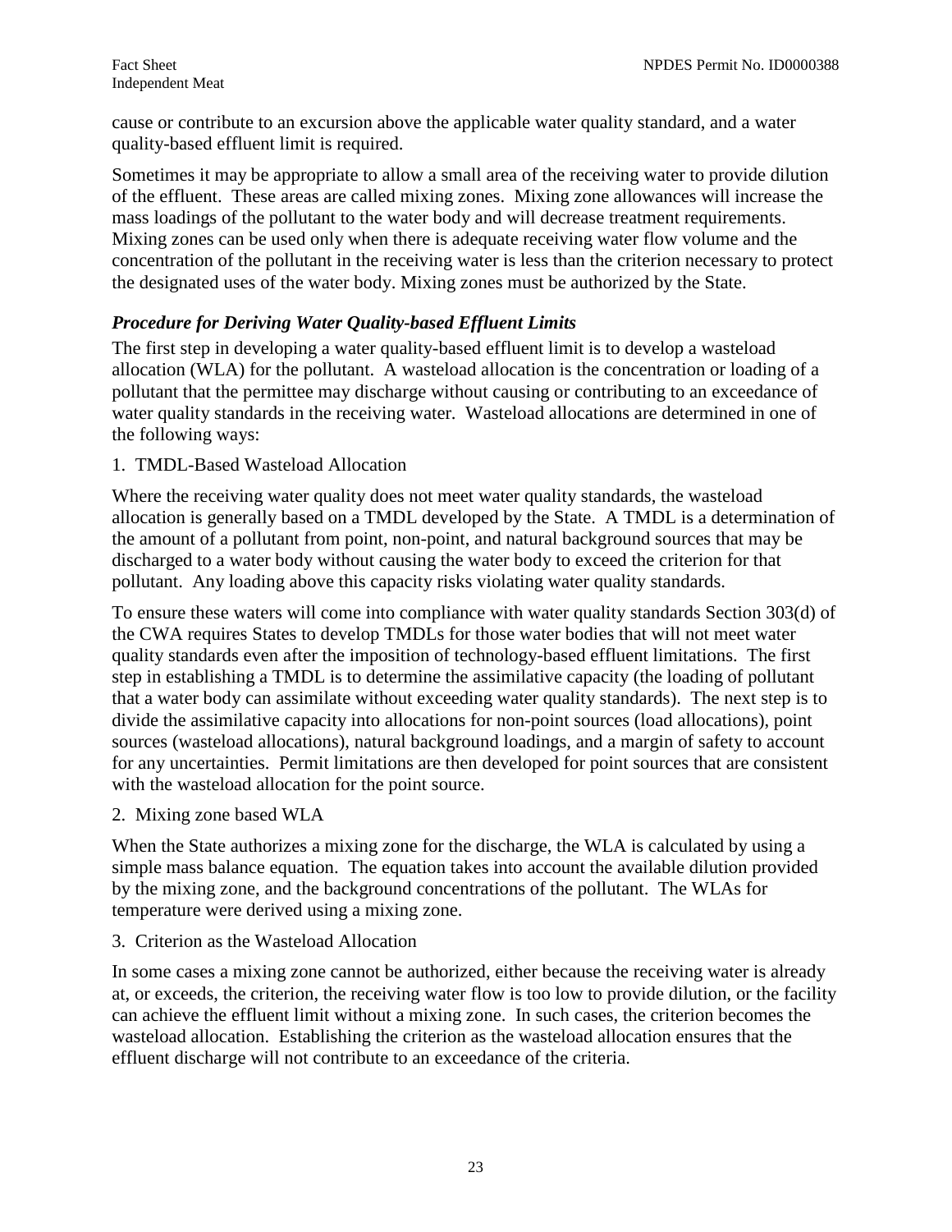cause or contribute to an excursion above the applicable water quality standard, and a water quality-based effluent limit is required.

Sometimes it may be appropriate to allow a small area of the receiving water to provide dilution of the effluent. These areas are called mixing zones. Mixing zone allowances will increase the mass loadings of the pollutant to the water body and will decrease treatment requirements. Mixing zones can be used only when there is adequate receiving water flow volume and the concentration of the pollutant in the receiving water is less than the criterion necessary to protect the designated uses of the water body. Mixing zones must be authorized by the State.

### *Procedure for Deriving Water Quality-based Effluent Limits*

The first step in developing a water quality-based effluent limit is to develop a wasteload allocation (WLA) for the pollutant. A wasteload allocation is the concentration or loading of a pollutant that the permittee may discharge without causing or contributing to an exceedance of water quality standards in the receiving water. Wasteload allocations are determined in one of the following ways:

1. TMDL-Based Wasteload Allocation

Where the receiving water quality does not meet water quality standards, the wasteload allocation is generally based on a TMDL developed by the State. A TMDL is a determination of the amount of a pollutant from point, non-point, and natural background sources that may be discharged to a water body without causing the water body to exceed the criterion for that pollutant. Any loading above this capacity risks violating water quality standards.

To ensure these waters will come into compliance with water quality standards Section 303(d) of the CWA requires States to develop TMDLs for those water bodies that will not meet water quality standards even after the imposition of technology-based effluent limitations. The first step in establishing a TMDL is to determine the assimilative capacity (the loading of pollutant that a water body can assimilate without exceeding water quality standards). The next step is to divide the assimilative capacity into allocations for non-point sources (load allocations), point sources (wasteload allocations), natural background loadings, and a margin of safety to account for any uncertainties. Permit limitations are then developed for point sources that are consistent with the wasteload allocation for the point source.

2. Mixing zone based WLA

When the State authorizes a mixing zone for the discharge, the WLA is calculated by using a simple mass balance equation. The equation takes into account the available dilution provided by the mixing zone, and the background concentrations of the pollutant. The WLAs for temperature were derived using a mixing zone.

3. Criterion as the Wasteload Allocation

In some cases a mixing zone cannot be authorized, either because the receiving water is already at, or exceeds, the criterion, the receiving water flow is too low to provide dilution, or the facility can achieve the effluent limit without a mixing zone. In such cases, the criterion becomes the wasteload allocation. Establishing the criterion as the wasteload allocation ensures that the effluent discharge will not contribute to an exceedance of the criteria.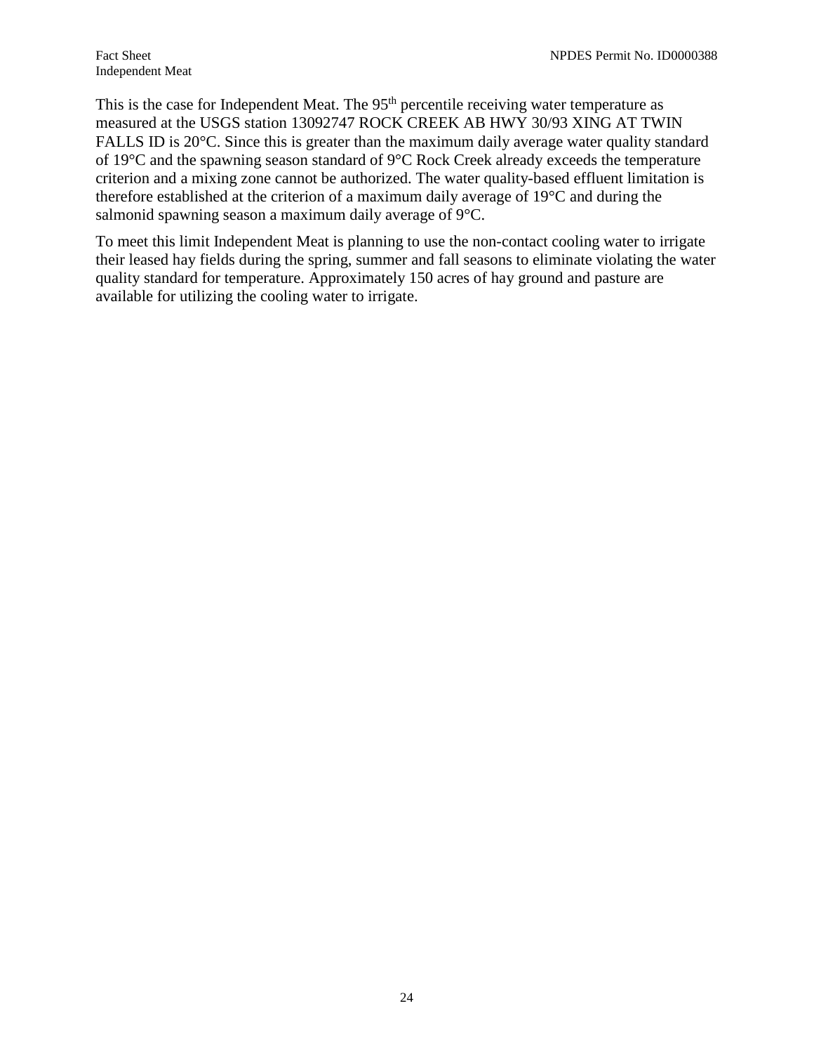This is the case for Independent Meat. The 95th percentile receiving water temperature as measured at the USGS station 13092747 ROCK CREEK AB HWY 30/93 XING AT TWIN FALLS ID is 20°C. Since this is greater than the maximum daily average water quality standard of 19°C and the spawning season standard of 9°C Rock Creek already exceeds the temperature criterion and a mixing zone cannot be authorized. The water quality-based effluent limitation is therefore established at the criterion of a maximum daily average of 19°C and during the salmonid spawning season a maximum daily average of 9°C.

To meet this limit Independent Meat is planning to use the non-contact cooling water to irrigate their leased hay fields during the spring, summer and fall seasons to eliminate violating the water quality standard for temperature. Approximately 150 acres of hay ground and pasture are available for utilizing the cooling water to irrigate.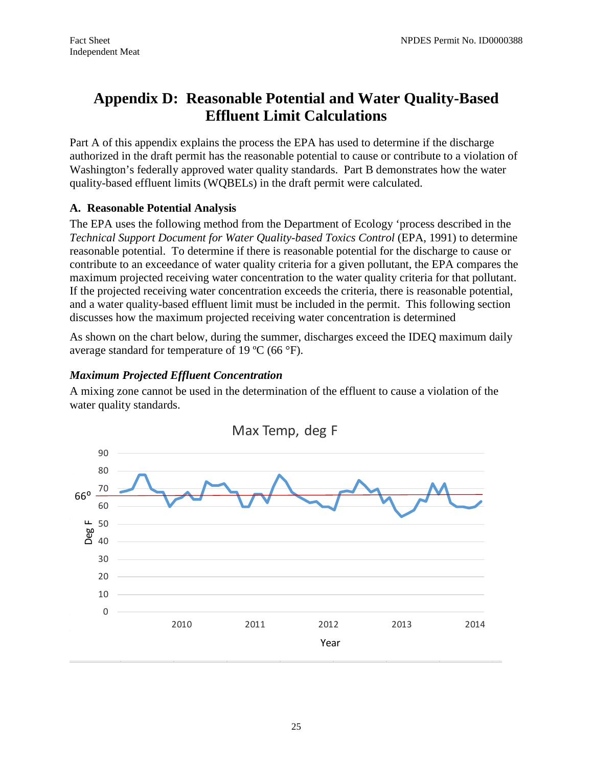# Appendix D: Reasonable Potential and Water Quality-Based Effluent Limit Calculations

Part A of this appendix explains the process the EPA has used to determine if the discharge authorized in the draft permit has the reasonable potential to cause or contribute to a violation of Washington's federally approved water quality standards. Part B demonstrates how the water quality-based effluent limits (WQBELs) in the draft permit were calculated.

## A. Reasonable Potential Analysis

The EPA uses the following method from the Department of Ecology 'process described in the *Technical Support Document for Water Quality-based Toxics Control* (EPA, 1991) to determine reasonable potential. To determine if there is reasonable potential for the discharge to cause or contribute to an exceedance of water quality criteria for a given pollutant, the EPA compares the maximum projected receiving water concentration to the water quality criteria for that pollutant. If the projected receiving water concentration exceeds the criteria, there is reasonable potential, and a water quality-based effluent limit must be included in the permit. This following section discusses how the maximum projected receiving water concentration is determined

As shown on the chart below, during the summer, discharges exceed the IDEQ maximum daily average standard for temperature of 19 ºC (66 °F).

### *Maximum Projected Effluent Concentration*

A mixing zone cannot be used in the determination of the effluent to cause a violation of the water quality standards.

Max Temp, deg F

(Chart: Deg F vs. Year, 2010–2014, with reference line at 66°)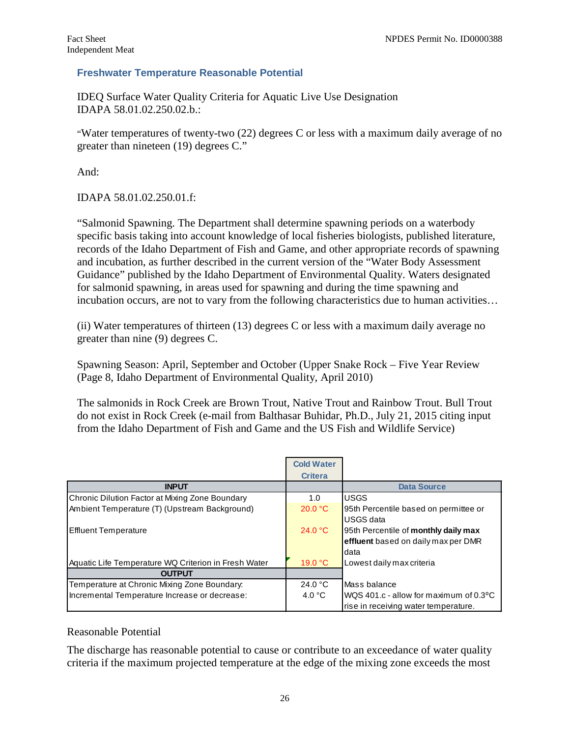### Freshwater Temperature Reasonable Potential

IDEQ Surface Water Quality Criteria for Aquatic Live Use Designation
IDAPA 58.01.02.250.02.b.:

"Water temperatures of twenty-two (22) degrees C or less with a maximum daily average of no greater than nineteen (19) degrees C."

And:

IDAPA 58.01.02.250.01.f:

"Salmonid Spawning. The Department shall determine spawning periods on a waterbody specific basis taking into account knowledge of local fisheries biologists, published literature, records of the Idaho Department of Fish and Game, and other appropriate records of spawning and incubation, as further described in the current version of the "Water Body Assessment Guidance" published by the Idaho Department of Environmental Quality. Waters designated for salmonid spawning, in areas used for spawning and during the time spawning and incubation occurs, are not to vary from the following characteristics due to human activities…

(ii) Water temperatures of thirteen (13) degrees C or less with a maximum daily average no greater than nine (9) degrees C.

Spawning Season: April, September and October (Upper Snake Rock – Five Year Review (Page 8, Idaho Department of Environmental Quality, April 2010)

The salmonids in Rock Creek are Brown Trout, Native Trout and Rainbow Trout. Bull Trout do not exist in Rock Creek (e-mail from Balthasar Buhidar, Ph.D., July 21, 2015 citing input from the Idaho Department of Fish and Game and the US Fish and Wildlife Service)

| | Cold Water Critera | |
|---|---|---|
| **INPUT** | | **Data Source** |
| Chronic Dilution Factor at Mixing Zone Boundary | 1.0 | USGS |
| Ambient Temperature (T) (Upstream Background) | 20.0 °C | 95th Percentile based on permittee or USGS data |
| Effluent Temperature | 24.0 °C | 95th Percentile of **monthly daily max effluent** based on daily max per DMR data |
| Aquatic Life Temperature WQ Criterion in Fresh Water | 19.0 °C | Lowest daily max criteria |
| **OUTPUT** | | |
| Temperature at Chronic Mixing Zone Boundary: | 24.0 °C | Mass balance |
| Incremental Temperature Increase or decrease: | 4.0 °C | WQS 401.c - allow for maximum of 0.3°C rise in receiving water temperature. |

Reasonable Potential

The discharge has reasonable potential to cause or contribute to an exceedance of water quality criteria if the maximum projected temperature at the edge of the mixing zone exceeds the most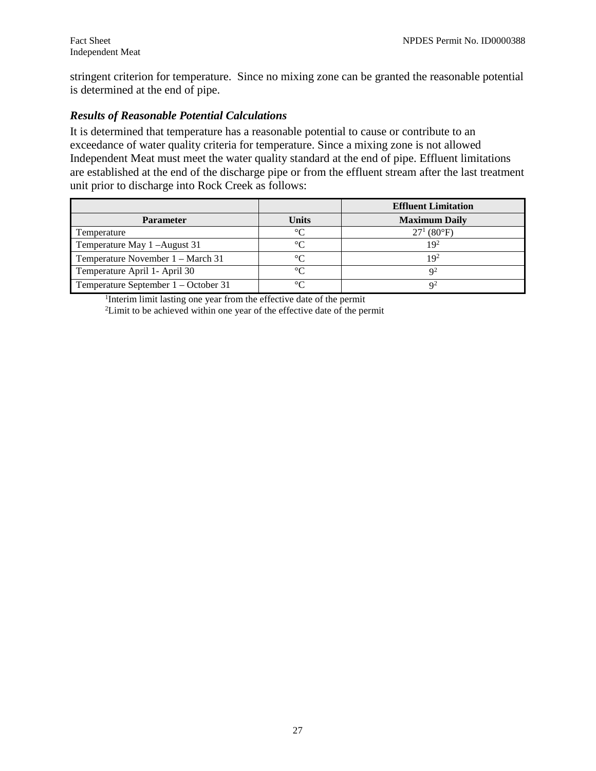stringent criterion for temperature. Since no mixing zone can be granted the reasonable potential is determined at the end of pipe.

### *Results of Reasonable Potential Calculations*

It is determined that temperature has a reasonable potential to cause or contribute to an exceedance of water quality criteria for temperature. Since a mixing zone is not allowed Independent Meat must meet the water quality standard at the end of pipe. Effluent limitations are established at the end of the discharge pipe or from the effluent stream after the last treatment unit prior to discharge into Rock Creek as follows:

| | | Effluent Limitation |
|---|---|---|
| **Parameter** | **Units** | **Maximum Daily** |
| Temperature | °C | 27[1] (80°F) |
| Temperature May 1 –August 31 | °C | 19[2] |
| Temperature November 1 – March 31 | °C | 19[2] |
| Temperature April 1- April 30 | °C | 9[2] |
| Temperature September 1 – October 31 | °C | 9[2] |

[1]Interim limit lasting one year from the effective date of the permit

[2]Limit to be achieved within one year of the effective date of the permit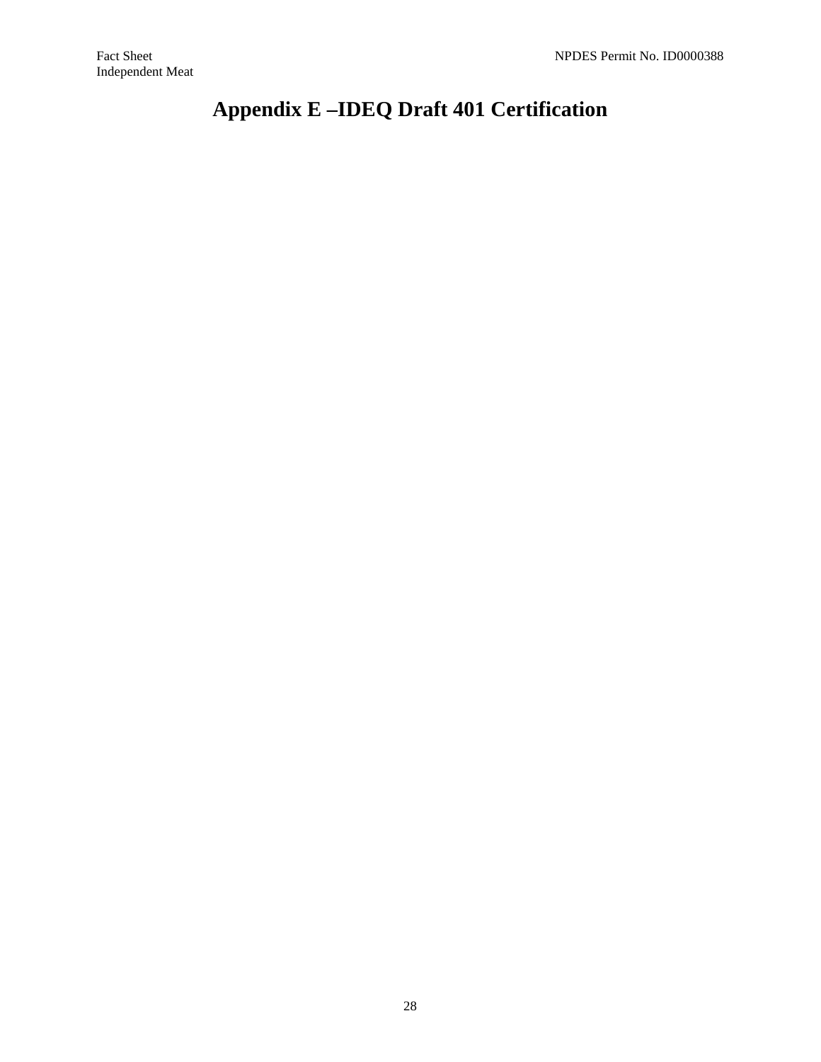# Appendix E –IDEQ Draft 401 Certification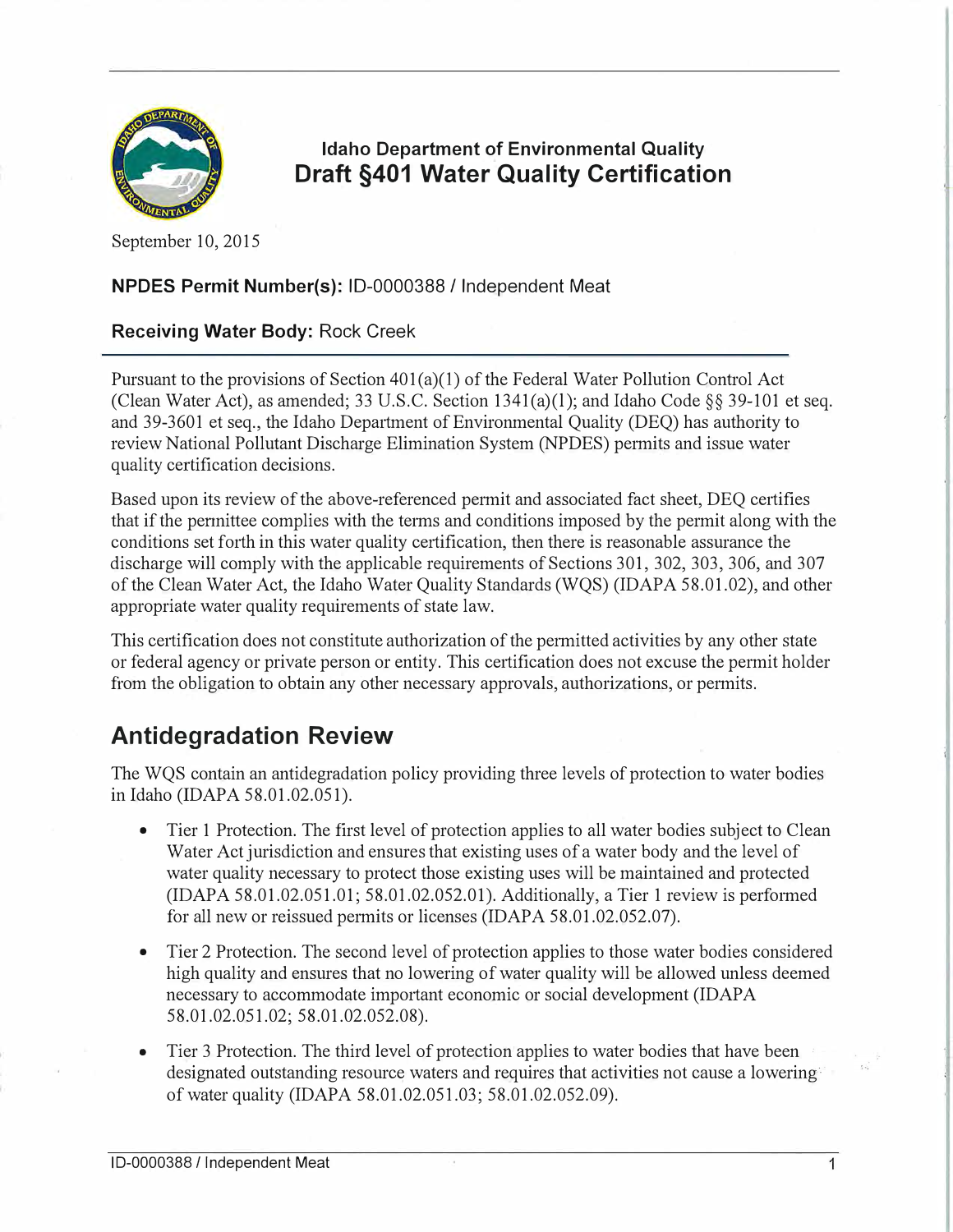## Idaho Department of Environmental Quality

# Draft §401 Water Quality Certification

September 10, 2015

**NPDES Permit Number(s):** ID-0000388 / Independent Meat

**Receiving Water Body:** Rock Creek

Pursuant to the provisions of Section 401(a)(1) of the Federal Water Pollution Control Act (Clean Water Act), as amended; 33 U.S.C. Section 1341(a)(1); and Idaho Code §§ 39-101 et seq. and 39-3601 et seq., the Idaho Department of Environmental Quality (DEQ) has authority to review National Pollutant Discharge Elimination System (NPDES) permits and issue water quality certification decisions.

Based upon its review of the above-referenced permit and associated fact sheet, DEQ certifies that if the permittee complies with the terms and conditions imposed by the permit along with the conditions set forth in this water quality certification, then there is reasonable assurance the discharge will comply with the applicable requirements of Sections 301, 302, 303, 306, and 307 of the Clean Water Act, the Idaho Water Quality Standards (WQS) (IDAPA 58.01.02), and other appropriate water quality requirements of state law.

This certification does not constitute authorization of the permitted activities by any other state or federal agency or private person or entity. This certification does not excuse the permit holder from the obligation to obtain any other necessary approvals, authorizations, or permits.

## Antidegradation Review

The WQS contain an antidegradation policy providing three levels of protection to water bodies in Idaho (IDAPA 58.01.02.051).

- Tier 1 Protection. The first level of protection applies to all water bodies subject to Clean Water Act jurisdiction and ensures that existing uses of a water body and the level of water quality necessary to protect those existing uses will be maintained and protected (IDAPA 58.01.02.051.01; 58.01.02.052.01). Additionally, a Tier 1 review is performed for all new or reissued permits or licenses (IDAPA 58.01.02.052.07).
- Tier 2 Protection. The second level of protection applies to those water bodies considered high quality and ensures that no lowering of water quality will be allowed unless deemed necessary to accommodate important economic or social development (IDAPA 58.01.02.051.02; 58.01.02.052.08).
- Tier 3 Protection. The third level of protection applies to water bodies that have been designated outstanding resource waters and requires that activities not cause a lowering of water quality (IDAPA 58.01.02.051.03; 58.01.02.052.09).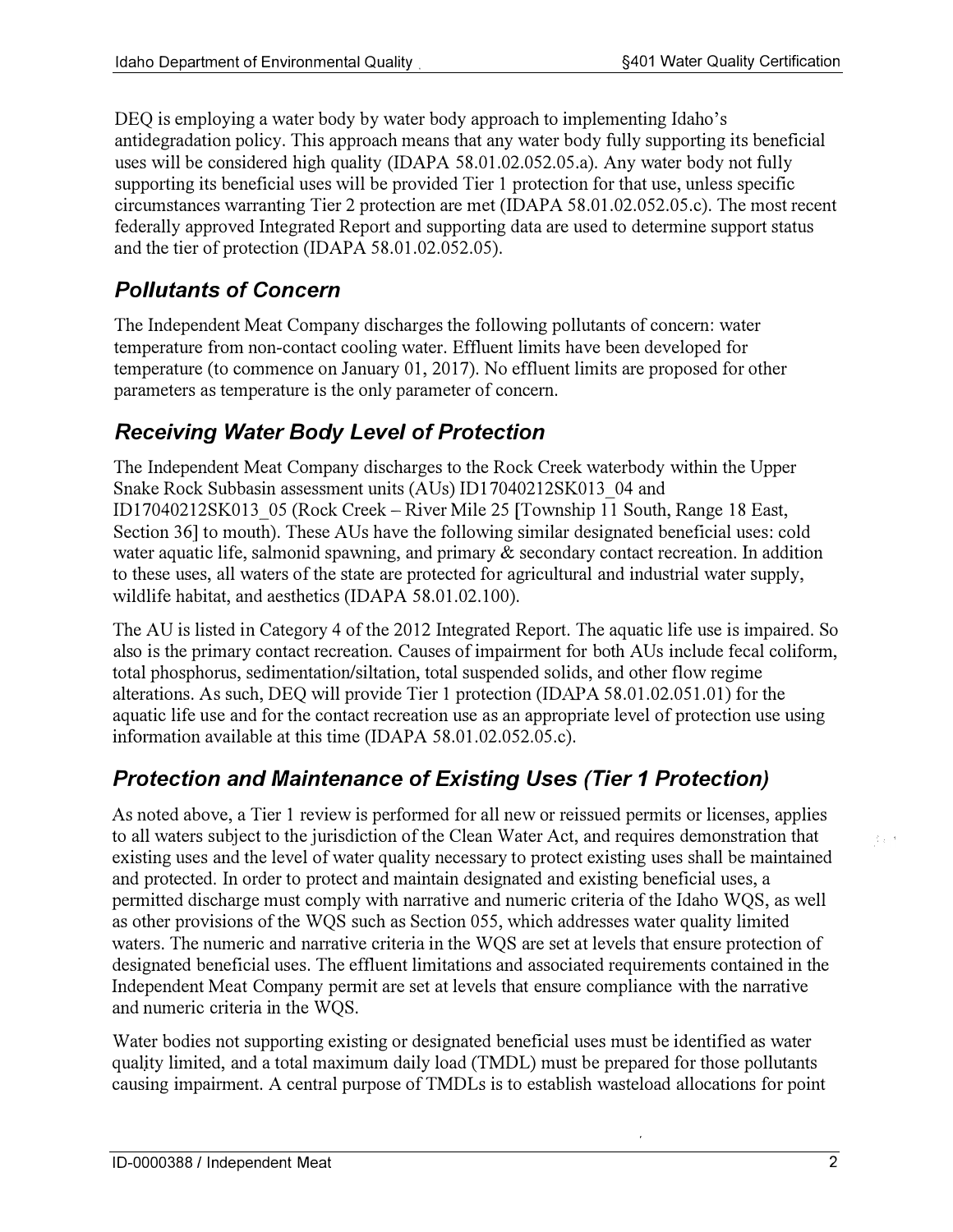DEQ is employing a water body by water body approach to implementing Idaho's antidegradation policy. This approach means that any water body fully supporting its beneficial uses will be considered high quality (IDAPA 58.01.02.052.05.a). Any water body not fully supporting its beneficial uses will be provided Tier 1 protection for that use, unless specific circumstances warranting Tier 2 protection are met (IDAPA 58.01.02.052.05.c). The most recent federally approved Integrated Report and supporting data are used to determine support status and the tier of protection (IDAPA 58.01.02.052.05).

## *Pollutants of Concern*

The Independent Meat Company discharges the following pollutants of concern: water temperature from non-contact cooling water. Effluent limits have been developed for temperature (to commence on January 01, 2017). No effluent limits are proposed for other parameters as temperature is the only parameter of concern.

## *Receiving Water Body Level of Protection*

The Independent Meat Company discharges to the Rock Creek waterbody within the Upper Snake Rock Subbasin assessment units (AUs) ID17040212SK013_04 and ID17040212SK013_05 (Rock Creek – River Mile 25 [Township 11 South, Range 18 East, Section 36] to mouth). These AUs have the following similar designated beneficial uses: cold water aquatic life, salmonid spawning, and primary & secondary contact recreation. In addition to these uses, all waters of the state are protected for agricultural and industrial water supply, wildlife habitat, and aesthetics (IDAPA 58.01.02.100).

The AU is listed in Category 4 of the 2012 Integrated Report. The aquatic life use is impaired. So also is the primary contact recreation. Causes of impairment for both AUs include fecal coliform, total phosphorus, sedimentation/siltation, total suspended solids, and other flow regime alterations. As such, DEQ will provide Tier 1 protection (IDAPA 58.01.02.051.01) for the aquatic life use and for the contact recreation use as an appropriate level of protection use using information available at this time (IDAPA 58.01.02.052.05.c).

## *Protection and Maintenance of Existing Uses (Tier 1 Protection)*

As noted above, a Tier 1 review is performed for all new or reissued permits or licenses, applies to all waters subject to the jurisdiction of the Clean Water Act, and requires demonstration that existing uses and the level of water quality necessary to protect existing uses shall be maintained and protected. In order to protect and maintain designated and existing beneficial uses, a permitted discharge must comply with narrative and numeric criteria of the Idaho WQS, as well as other provisions of the WQS such as Section 055, which addresses water quality limited waters. The numeric and narrative criteria in the WQS are set at levels that ensure protection of designated beneficial uses. The effluent limitations and associated requirements contained in the Independent Meat Company permit are set at levels that ensure compliance with the narrative and numeric criteria in the WQS.

Water bodies not supporting existing or designated beneficial uses must be identified as water quality limited, and a total maximum daily load (TMDL) must be prepared for those pollutants causing impairment. A central purpose of TMDLs is to establish wasteload allocations for point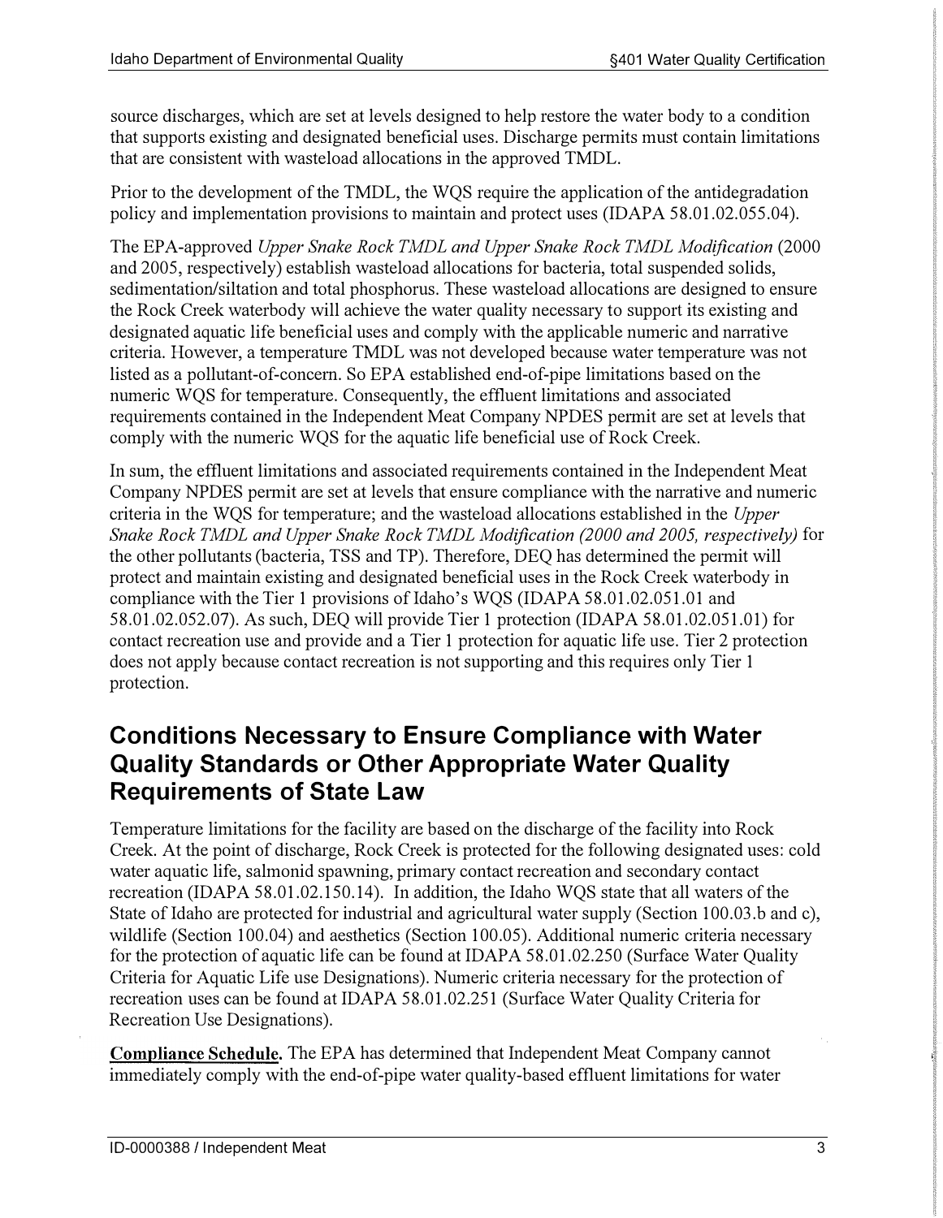source discharges, which are set at levels designed to help restore the water body to a condition that supports existing and designated beneficial uses. Discharge permits must contain limitations that are consistent with wasteload allocations in the approved TMDL.

Prior to the development of the TMDL, the WQS require the application of the antidegradation policy and implementation provisions to maintain and protect uses (IDAPA 58.01.02.055.04).

The EPA-approved *Upper Snake Rock TMDL and Upper Snake Rock TMDL Modification* (2000 and 2005, respectively) establish wasteload allocations for bacteria, total suspended solids, sedimentation/siltation and total phosphorus. These wasteload allocations are designed to ensure the Rock Creek waterbody will achieve the water quality necessary to support its existing and designated aquatic life beneficial uses and comply with the applicable numeric and narrative criteria. However, a temperature TMDL was not developed because water temperature was not listed as a pollutant-of-concern. So EPA established end-of-pipe limitations based on the numeric WQS for temperature. Consequently, the effluent limitations and associated requirements contained in the Independent Meat Company NPDES permit are set at levels that comply with the numeric WQS for the aquatic life beneficial use of Rock Creek.

In sum, the effluent limitations and associated requirements contained in the Independent Meat Company NPDES permit are set at levels that ensure compliance with the narrative and numeric criteria in the WQS for temperature; and the wasteload allocations established in the *Upper Snake Rock TMDL and Upper Snake Rock TMDL Modification (2000 and 2005, respectively)* for the other pollutants (bacteria, TSS and TP). Therefore, DEQ has determined the permit will protect and maintain existing and designated beneficial uses in the Rock Creek waterbody in compliance with the Tier 1 provisions of Idaho's WQS (IDAPA 58.01.02.051.01 and 58.01.02.052.07). As such, DEQ will provide Tier 1 protection (IDAPA 58.01.02.051.01) for contact recreation use and provide and a Tier 1 protection for aquatic life use. Tier 2 protection does not apply because contact recreation is not supporting and this requires only Tier 1 protection.

## Conditions Necessary to Ensure Compliance with Water Quality Standards or Other Appropriate Water Quality Requirements of State Law

Temperature limitations for the facility are based on the discharge of the facility into Rock Creek. At the point of discharge, Rock Creek is protected for the following designated uses: cold water aquatic life, salmonid spawning, primary contact recreation and secondary contact recreation (IDAPA 58.01.02.150.14). In addition, the Idaho WQS state that all waters of the State of Idaho are protected for industrial and agricultural water supply (Section 100.03.b and c), wildlife (Section 100.04) and aesthetics (Section 100.05). Additional numeric criteria necessary for the protection of aquatic life can be found at IDAPA 58.01.02.250 (Surface Water Quality Criteria for Aquatic Life use Designations). Numeric criteria necessary for the protection of recreation uses can be found at IDAPA 58.01.02.251 (Surface Water Quality Criteria for Recreation Use Designations).

**Compliance Schedule.** The EPA has determined that Independent Meat Company cannot immediately comply with the end-of-pipe water quality-based effluent limitations for water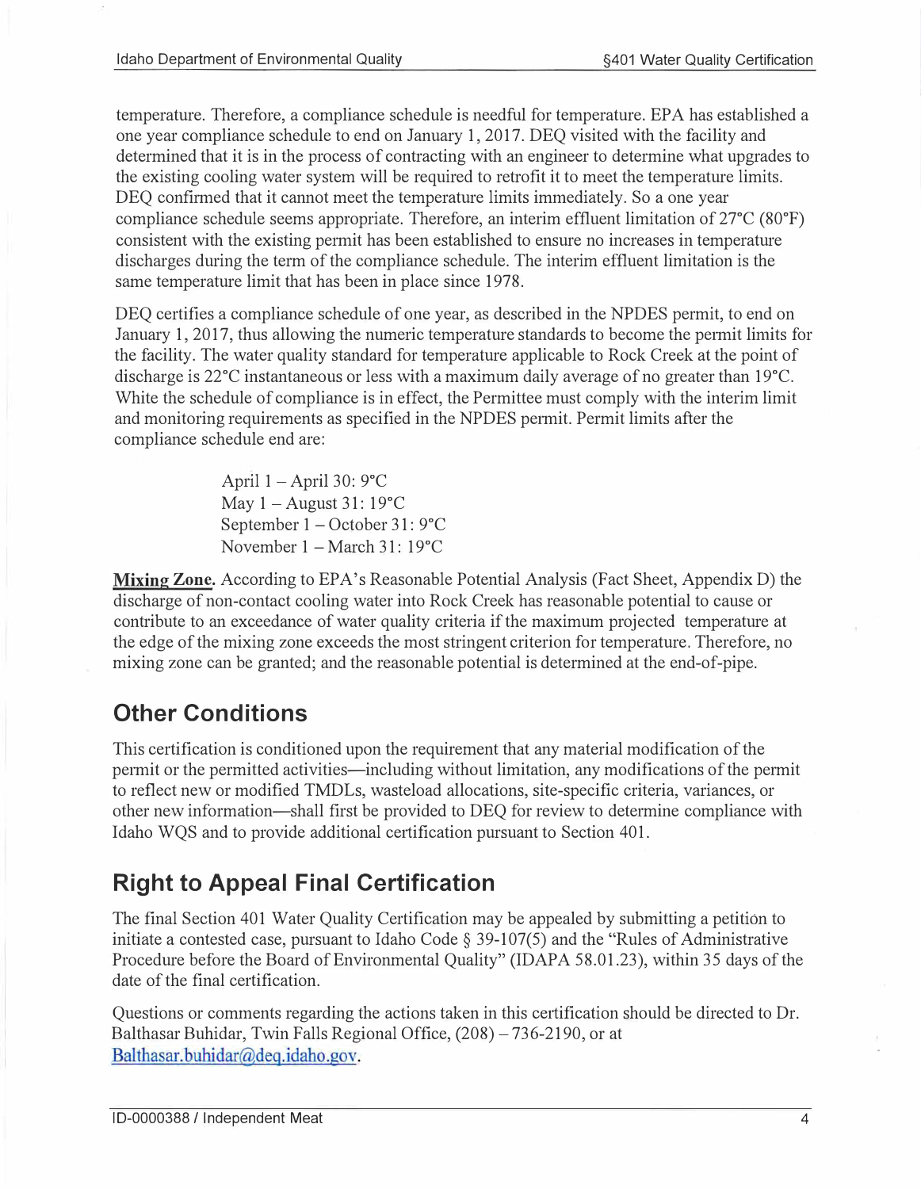temperature. Therefore, a compliance schedule is needful for temperature. EPA has established a one year compliance schedule to end on January 1, 2017. DEQ visited with the facility and determined that it is in the process of contracting with an engineer to determine what upgrades to the existing cooling water system will be required to retrofit it to meet the temperature limits. DEQ confirmed that it cannot meet the temperature limits immediately. So a one year compliance schedule seems appropriate. Therefore, an interim effluent limitation of 27°C (80°F) consistent with the existing permit has been established to ensure no increases in temperature discharges during the term of the compliance schedule. The interim effluent limitation is the same temperature limit that has been in place since 1978.

DEQ certifies a compliance schedule of one year, as described in the NPDES permit, to end on January 1, 2017, thus allowing the numeric temperature standards to become the permit limits for the facility. The water quality standard for temperature applicable to Rock Creek at the point of discharge is 22°C instantaneous or less with a maximum daily average of no greater than 19°C. White the schedule of compliance is in effect, the Permittee must comply with the interim limit and monitoring requirements as specified in the NPDES permit. Permit limits after the compliance schedule end are:

April 1 – April 30: 9°C
May 1 – August 31: 19°C
September 1 – October 31: 9°C
November 1 – March 31: 19°C

**Mixing Zone.** According to EPA's Reasonable Potential Analysis (Fact Sheet, Appendix D) the discharge of non-contact cooling water into Rock Creek has reasonable potential to cause or contribute to an exceedance of water quality criteria if the maximum projected temperature at the edge of the mixing zone exceeds the most stringent criterion for temperature. Therefore, no mixing zone can be granted; and the reasonable potential is determined at the end-of-pipe.

## Other Conditions

This certification is conditioned upon the requirement that any material modification of the permit or the permitted activities—including without limitation, any modifications of the permit to reflect new or modified TMDLs, wasteload allocations, site-specific criteria, variances, or other new information—shall first be provided to DEQ for review to determine compliance with Idaho WQS and to provide additional certification pursuant to Section 401.

## Right to Appeal Final Certification

The final Section 401 Water Quality Certification may be appealed by submitting a petition to initiate a contested case, pursuant to Idaho Code § 39-107(5) and the "Rules of Administrative Procedure before the Board of Environmental Quality" (IDAPA 58.01.23), within 35 days of the date of the final certification.

Questions or comments regarding the actions taken in this certification should be directed to Dr. Balthasar Buhidar, Twin Falls Regional Office, (208) – 736-2190, or at Balthasar.buhidar@deq.idaho.gov.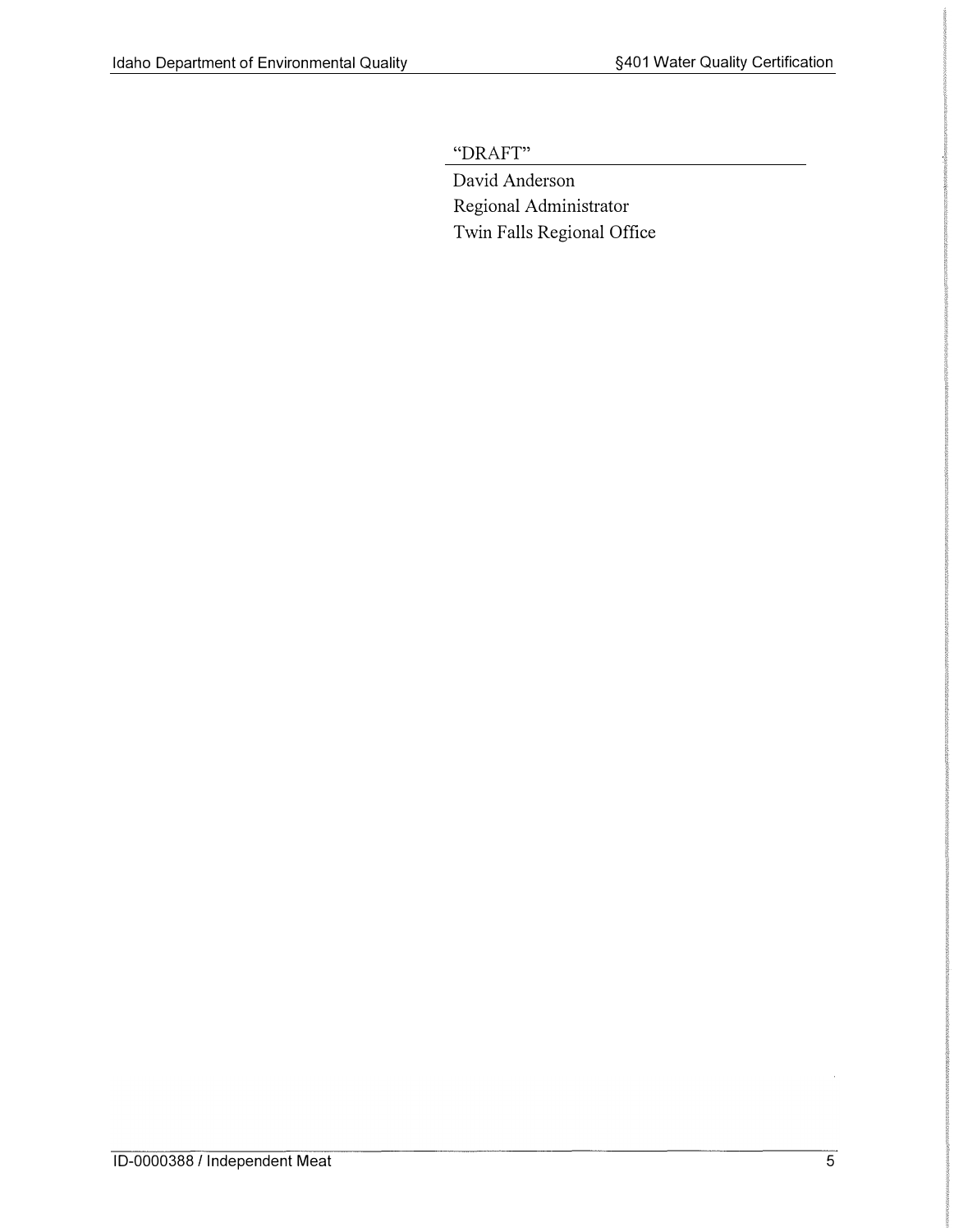"DRAFT"

David Anderson
Regional Administrator
Twin Falls Regional Office